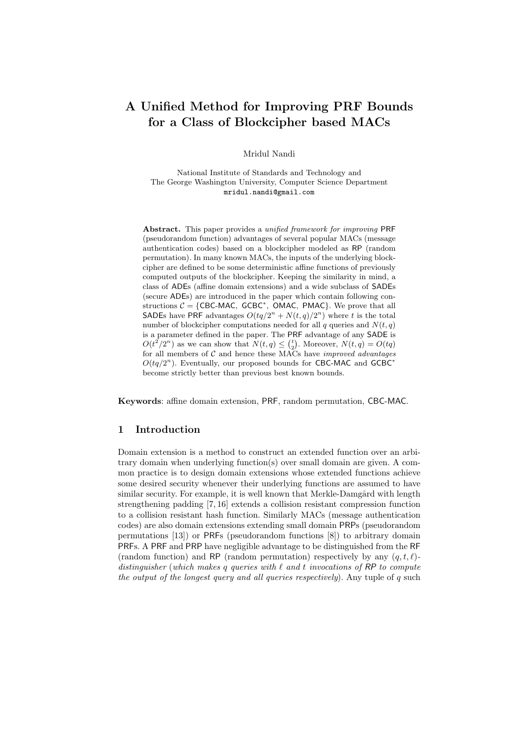# A Unified Method for Improving PRF Bounds for a Class of Blockcipher based MACs

Mridul Nandi

National Institute of Standards and Technology and
The George Washington University, Computer Science Department
mridul.nandi@gmail.com

**Abstract.** This paper provides a *unified framework for improving* PRF (pseudorandom function) advantages of several popular MACs (message authentication codes) based on a blockcipher modeled as RP (random permutation). In many known MACs, the inputs of the underlying blockcipher are defined to be some deterministic affine functions of previously computed outputs of the blockcipher. Keeping the similarity in mind, a class of ADEs (affine domain extensions) and a wide subclass of SADEs (secure ADEs) are introduced in the paper which contain following constructions $\mathcal{C} = \{\text{CBC-MAC}, \text{GCBC}^*, \text{OMAC}, \text{PMAC}\}$. We prove that all SADEs have PRF advantages $O(tq/2^n + N(t,q)/2^n)$ where $t$ is the total number of blockcipher computations needed for all $q$ queries and $N(t,q)$ is a parameter defined in the paper. The PRF advantage of any SADE is $O(t^2/2^n)$ as we can show that $N(t,q) \leq \binom{t}{2}$. Moreover, $N(t,q) = O(tq)$ for all members of $\mathcal{C}$ and hence these MACs have *improved advantages* $O(tq/2^n)$. Eventually, our proposed bounds for CBC-MAC and GCBC$^*$ become strictly better than previous best known bounds.

**Keywords**: affine domain extension, PRF, random permutation, CBC-MAC.

## 1 Introduction

Domain extension is a method to construct an extended function over an arbitrary domain when underlying function(s) over small domain are given. A common practice is to design domain extensions whose extended functions achieve some desired security whenever their underlying functions are assumed to have similar security. For example, it is well known that Merkle-Damgård with length strengthening padding [7, 16] extends a collision resistant compression function to a collision resistant hash function. Similarly MACs (message authentication codes) are also domain extensions extending small domain PRPs (pseudorandom permutations [13]) or PRFs (pseudorandom functions [8]) to arbitrary domain PRFs. A PRF and PRP have negligible advantage to be distinguished from the RF (random function) and RP (random permutation) respectively by any $(q, t, \ell)$-*distinguisher* (*which makes $q$ queries with $\ell$ and $t$ invocations of RP to compute the output of the longest query and all queries respectively*). Any tuple of $q$ such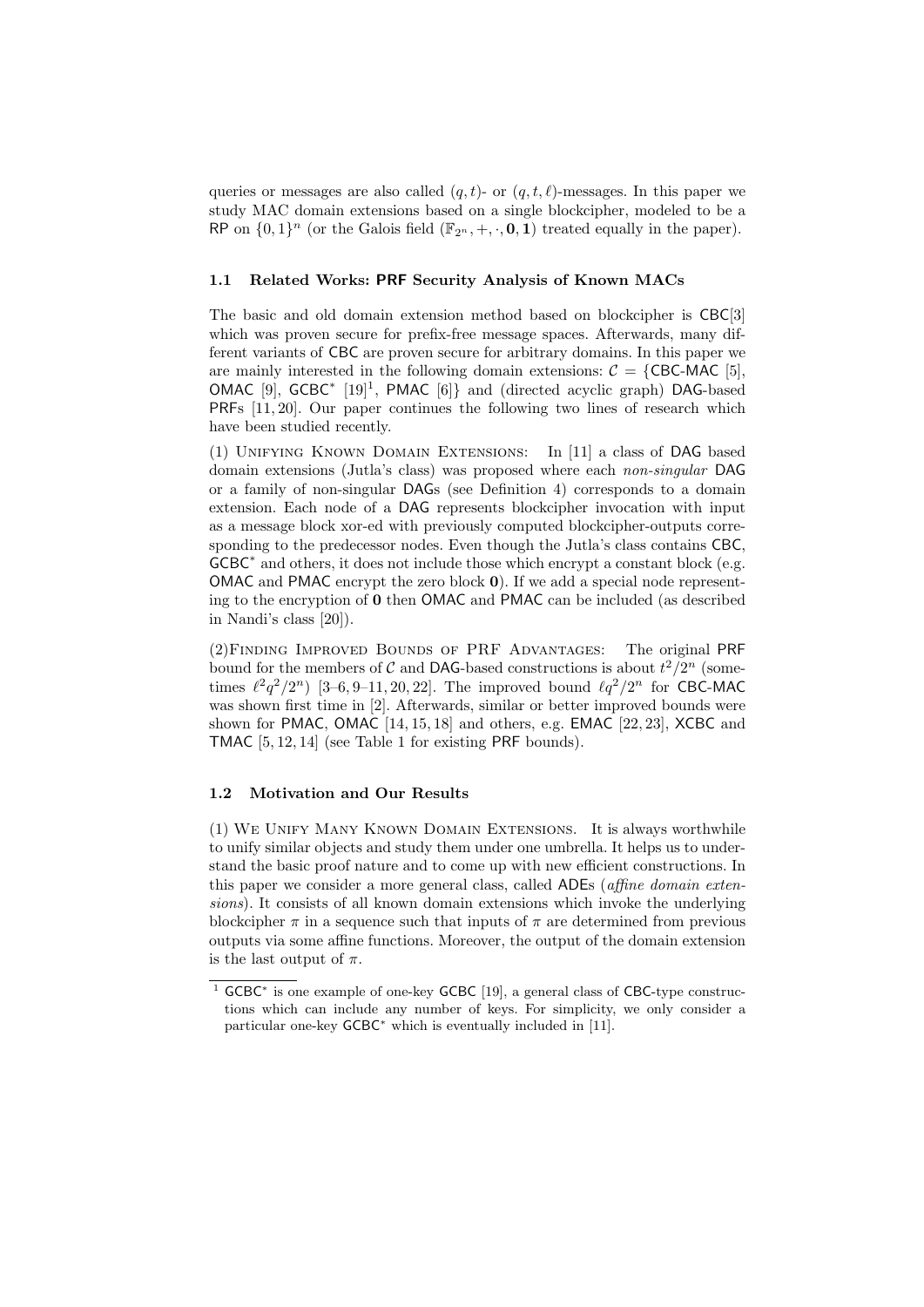queries or messages are also called $(q, t)$- or $(q, t, \ell)$-messages. In this paper we study MAC domain extensions based on a single blockcipher, modeled to be a RP on $\{0,1\}^n$ (or the Galois field $(\mathbb{F}_{2^n}, +, \cdot, \mathbf{0}, \mathbf{1})$ treated equally in the paper).

### 1.1 Related Works: PRF Security Analysis of Known MACs

The basic and old domain extension method based on blockcipher is CBC[3] which was proven secure for prefix-free message spaces. Afterwards, many different variants of CBC are proven secure for arbitrary domains. In this paper we are mainly interested in the following domain extensions: $\mathcal{C} = \{$CBC-MAC [5], OMAC [9], GCBC* [19][1], PMAC [6]$\}$ and (directed acyclic graph) DAG-based PRFs [11, 20]. Our paper continues the following two lines of research which have been studied recently.

(1) Unifying Known Domain Extensions: In [11] a class of DAG based domain extensions (Jutla's class) was proposed where each *non-singular* DAG or a family of non-singular DAGs (see Definition 4) corresponds to a domain extension. Each node of a DAG represents blockcipher invocation with input as a message block xor-ed with previously computed blockcipher-outputs corresponding to the predecessor nodes. Even though the Jutla's class contains CBC, GCBC* and others, it does not include those which encrypt a constant block (e.g. OMAC and PMAC encrypt the zero block $\mathbf{0}$). If we add a special node representing to the encryption of $\mathbf{0}$ then OMAC and PMAC can be included (as described in Nandi's class [20]).

(2)Finding Improved Bounds of PRF Advantages: The original PRF bound for the members of $\mathcal{C}$ and DAG-based constructions is about $t^2/2^n$ (sometimes $\ell^2 q^2/2^n$) [3–6, 9–11, 20, 22]. The improved bound $\ell q^2/2^n$ for CBC-MAC was shown first time in [2]. Afterwards, similar or better improved bounds were shown for PMAC, OMAC [14, 15, 18] and others, e.g. EMAC [22, 23], XCBC and TMAC [5, 12, 14] (see Table 1 for existing PRF bounds).

### 1.2 Motivation and Our Results

(1) We Unify Many Known Domain Extensions. It is always worthwhile to unify similar objects and study them under one umbrella. It helps us to understand the basic proof nature and to come up with new efficient constructions. In this paper we consider a more general class, called ADEs (*affine domain extensions*). It consists of all known domain extensions which invoke the underlying blockcipher $\pi$ in a sequence such that inputs of $\pi$ are determined from previous outputs via some affine functions. Moreover, the output of the domain extension is the last output of $\pi$.

[1] GCBC* is one example of one-key GCBC [19], a general class of CBC-type constructions which can include any number of keys. For simplicity, we only consider a particular one-key GCBC* which is eventually included in [11].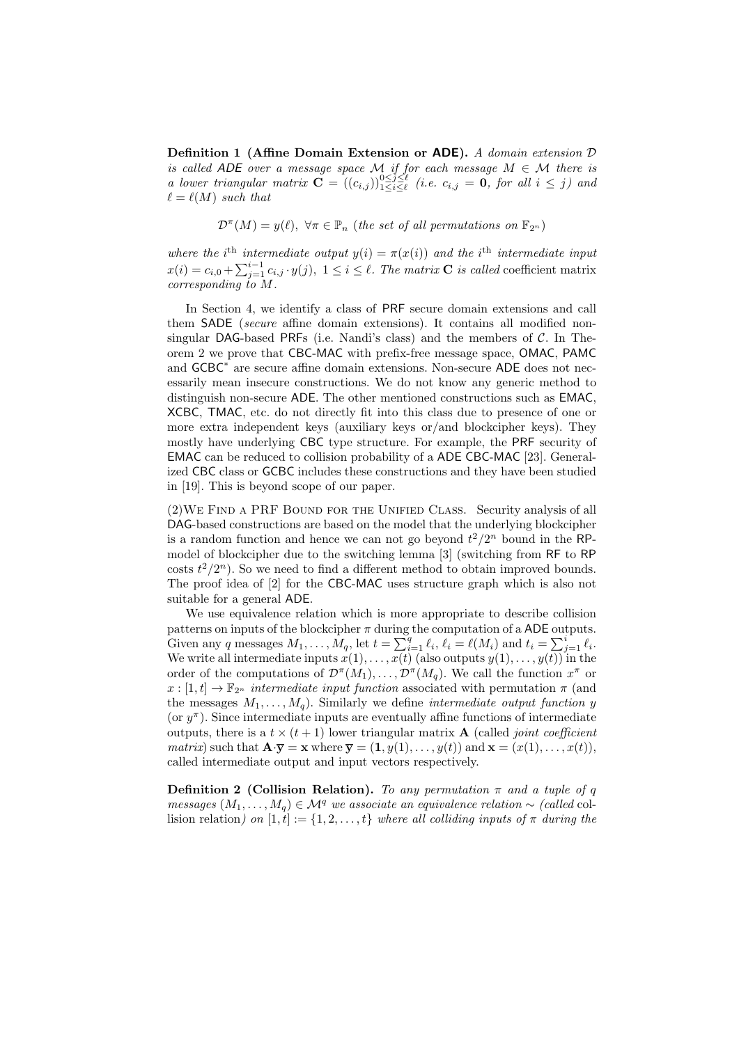**Definition 1 (Affine Domain Extension or ADE).** *A domain extension $\mathcal{D}$ is called ADE over a message space $\mathcal{M}$ if for each message $M \in \mathcal{M}$ there is a lower triangular matrix $\mathbf{C} = ((c_{i,j}))_{1 \le i \le \ell}^{0 \le j \le \ell}$ (i.e. $c_{i,j} = \mathbf{0}$, for all $i \le j$) and $\ell = \ell(M)$ such that*

$$\mathcal{D}^{\pi}(M) = y(\ell), \ \forall \pi \in \mathbb{P}_n \ (\textit{the set of all permutations on } \mathbb{F}_{2^n})$$

*where the $i^{\text{th}}$ intermediate output $y(i) = \pi(x(i))$ and the $i^{\text{th}}$ intermediate input $x(i) = c_{i,0} + \sum_{j=1}^{i-1} c_{i,j} \cdot y(j),\ 1 \le i \le \ell$. The matrix $\mathbf{C}$ is called* coefficient matrix *corresponding to $M$.*

In Section 4, we identify a class of PRF secure domain extensions and call them SADE (*secure* affine domain extensions). It contains all modified non-singular DAG-based PRFs (i.e. Nandi's class) and the members of $\mathcal{C}$. In Theorem 2 we prove that CBC-MAC with prefix-free message space, OMAC, PAMC and GCBC$^*$ are secure affine domain extensions. Non-secure ADE does not necessarily mean insecure constructions. We do not know any generic method to distinguish non-secure ADE. The other mentioned constructions such as EMAC, XCBC, TMAC, etc. do not directly fit into this class due to presence of one or more extra independent keys (auxiliary keys or/and blockcipher keys). They mostly have underlying CBC type structure. For example, the PRF security of EMAC can be reduced to collision probability of a ADE CBC-MAC [23]. Generalized CBC class or GCBC includes these constructions and they have been studied in [19]. This is beyond scope of our paper.

(2) We Find a PRF Bound for the Unified Class. Security analysis of all DAG-based constructions are based on the model that the underlying blockcipher is a random function and hence we can not go beyond $t^2/2^n$ bound in the RP-model of blockcipher due to the switching lemma [3] (switching from RF to RP costs $t^2/2^n$). So we need to find a different method to obtain improved bounds. The proof idea of [2] for the CBC-MAC uses structure graph which is also not suitable for a general ADE.

We use equivalence relation which is more appropriate to describe collision patterns on inputs of the blockcipher $\pi$ during the computation of a ADE outputs. Given any $q$ messages $M_1, \ldots, M_q$, let $t = \sum_{i=1}^{q} \ell_i$, $\ell_i = \ell(M_i)$ and $t_i = \sum_{j=1}^{i} \ell_i$. We write all intermediate inputs $x(1), \ldots, x(t)$ (also outputs $y(1), \ldots, y(t)$) in the order of the computations of $\mathcal{D}^{\pi}(M_1), \ldots, \mathcal{D}^{\pi}(M_q)$. We call the function $x^{\pi}$ or $x : [1,t] \to \mathbb{F}_{2^n}$ *intermediate input function* associated with permutation $\pi$ (and the messages $M_1, \ldots, M_q$). Similarly we define *intermediate output function* $y$ (or $y^{\pi}$). Since intermediate inputs are eventually affine functions of intermediate outputs, there is a $t \times (t+1)$ lower triangular matrix $\mathbf{A}$ (called *joint coefficient matrix*) such that $\mathbf{A} \cdot \overline{\mathbf{y}} = \mathbf{x}$ where $\overline{\mathbf{y}} = (\mathbf{1}, y(1), \ldots, y(t))$ and $\mathbf{x} = (x(1), \ldots, x(t))$, called intermediate output and input vectors respectively.

**Definition 2 (Collision Relation).** *To any permutation $\pi$ and a tuple of $q$ messages $(M_1, \ldots, M_q) \in \mathcal{M}^q$ we associate an equivalence relation $\sim$ (called* collision relation*) on $[1,t] := \{1, 2, \ldots, t\}$ where all colliding inputs of $\pi$ during the*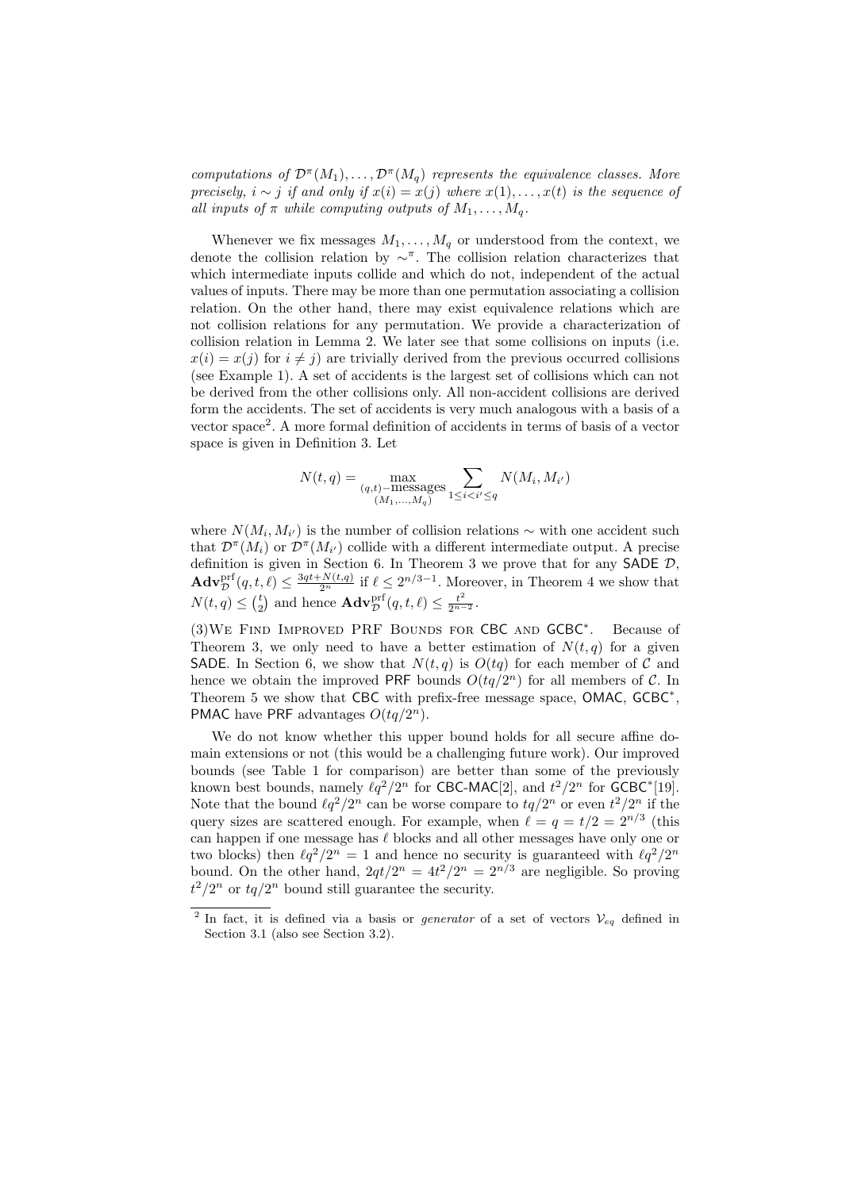*computations of $\mathcal{D}^{\pi}(M_1), \ldots, \mathcal{D}^{\pi}(M_q)$ represents the equivalence classes. More precisely, $i \sim j$ if and only if $x(i) = x(j)$ where $x(1), \ldots, x(t)$ is the sequence of all inputs of $\pi$ while computing outputs of $M_1, \ldots, M_q$.*

Whenever we fix messages $M_1, \ldots, M_q$ or understood from the context, we denote the collision relation by $\sim^{\pi}$. The collision relation characterizes that which intermediate inputs collide and which do not, independent of the actual values of inputs. There may be more than one permutation associating a collision relation. On the other hand, there may exist equivalence relations which are not collision relations for any permutation. We provide a characterization of collision relation in Lemma 2. We later see that some collisions on inputs (i.e. $x(i) = x(j)$ for $i \neq j$) are trivially derived from the previous occurred collisions (see Example 1). A set of accidents is the largest set of collisions which can not be derived from the other collisions only. All non-accident collisions are derived form the accidents. The set of accidents is very much analogous with a basis of a vector space[2]. A more formal definition of accidents in terms of basis of a vector space is given in Definition 3. Let

$$N(t, q) = \max_{\substack{(q,t)-\text{messages} \\ (M_1, \ldots, M_q)}} \sum_{1 \le i < i' \le q} N(M_i, M_{i'})$$

where $N(M_i, M_{i'})$ is the number of collision relations $\sim$ with one accident such that $\mathcal{D}^{\pi}(M_i)$ or $\mathcal{D}^{\pi}(M_{i'})$ collide with a different intermediate output. A precise definition is given in Section 6. In Theorem 3 we prove that for any SADE $\mathcal{D}$, $\mathbf{Adv}^{\text{prf}}_{\mathcal{D}}(q, t, \ell) \le \frac{3qt + N(t,q)}{2^n}$ if $\ell \le 2^{n/3 - 1}$. Moreover, in Theorem 4 we show that $N(t, q) \le \binom{t}{2}$ and hence $\mathbf{Adv}^{\text{prf}}_{\mathcal{D}}(q, t, \ell) \le \frac{t^2}{2^{n-2}}$.

(3)We Find Improved PRF Bounds for CBC and GCBC*. Because of Theorem 3, we only need to have a better estimation of $N(t, q)$ for a given SADE. In Section 6, we show that $N(t, q)$ is $O(tq)$ for each member of $\mathcal{C}$ and hence we obtain the improved PRF bounds $O(tq/2^n)$ for all members of $\mathcal{C}$. In Theorem 5 we show that CBC with prefix-free message space, OMAC, GCBC*, PMAC have PRF advantages $O(tq/2^n)$.

We do not know whether this upper bound holds for all secure affine domain extensions or not (this would be a challenging future work). Our improved bounds (see Table 1 for comparison) are better than some of the previously known best bounds, namely $\ell q^2/2^n$ for CBC-MAC[2], and $t^2/2^n$ for GCBC*[19]. Note that the bound $\ell q^2/2^n$ can be worse compare to $tq/2^n$ or even $t^2/2^n$ if the query sizes are scattered enough. For example, when $\ell = q = t/2 = 2^{n/3}$ (this can happen if one message has $\ell$ blocks and all other messages have only one or two blocks) then $\ell q^2/2^n = 1$ and hence no security is guaranteed with $\ell q^2/2^n$ bound. On the other hand, $2qt/2^n = 4t^2/2^n = 2^{n/3}$ are negligible. So proving $t^2/2^n$ or $tq/2^n$ bound still guarantee the security.

[2] In fact, it is defined via a basis or *generator* of a set of vectors $\mathcal{V}_{eq}$ defined in Section 3.1 (also see Section 3.2).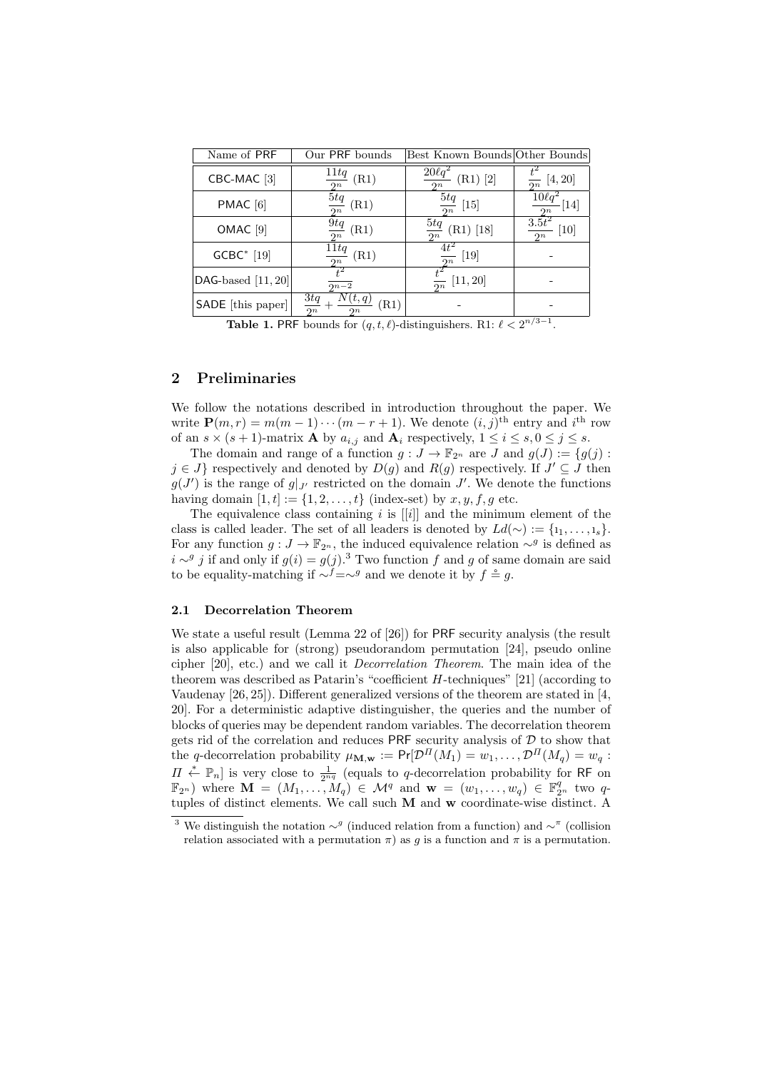| Name of PRF | Our PRF bounds | Best Known Bounds | Other Bounds |
| --- | --- | --- | --- |
| CBC-MAC [3] | $\frac{11tq}{2^n}$ (R1) | $\frac{20\ell q^2}{2^n}$ (R1) [2] | $\frac{t^2}{2^n}$ [4, 20] |
| PMAC [6] | $\frac{5tq}{2^n}$ (R1) | $\frac{5tq}{2^n}$ [15] | $\frac{10\ell q^2}{2^n}$[14] |
| OMAC [9] | $\frac{9tq}{2^n}$ (R1) | $\frac{5tq}{2^n}$ (R1) [18] | $\frac{3.5t^2}{2^n}$ [10] |
| GCBC* [19] | $\frac{11tq}{2^n}$ (R1) | $\frac{4t^2}{2^n}$ [19] | - |
| DAG-based [11, 20] | $\frac{t^2}{2^{n-2}}$ | $\frac{t^2}{2^n}$ [11, 20] | - |
| SADE [this paper] | $\frac{3tq}{2^n} + \frac{N(t,q)}{2^n}$ (R1) | - | - |

**Table 1.** PRF bounds for $(q, t, \ell)$-distinguishers. R1: $\ell < 2^{n/3-1}$.

## 2 Preliminaries

We follow the notations described in introduction throughout the paper. We write $\mathbf{P}(m, r) = m(m-1)\cdots(m-r+1)$. We denote $(i, j)^{\text{th}}$ entry and $i^{\text{th}}$ row of an $s \times (s+1)$-matrix $\mathbf{A}$ by $a_{i,j}$ and $\mathbf{A}_i$ respectively, $1 \le i \le s, 0 \le j \le s$.

The domain and range of a function $g : J \to \mathbb{F}_{2^n}$ are $J$ and $g(J) := \{g(j) : j \in J\}$ respectively and denoted by $D(g)$ and $R(g)$ respectively. If $J' \subseteq J$ then $g(J')$ is the range of $g|_{J'}$ restricted on the domain $J'$. We denote the functions having domain $[1, t] := \{1, 2, \ldots, t\}$ (index-set) by $x, y, f, g$ etc.

The equivalence class containing $i$ is $[[i]]$ and the minimum element of the class is called leader. The set of all leaders is denoted by $Ld(\sim) := \{\imath_1, \ldots, \imath_s\}$. For any function $g : J \to \mathbb{F}_{2^n}$, the induced equivalence relation $\sim^g$ is defined as $i \sim^g j$ if and only if $g(i) = g(j)$.[3] Two function $f$ and $g$ of same domain are said to be equality-matching if $\sim^f = \sim^g$ and we denote it by $f \doteq g$.

### 2.1 Decorrelation Theorem

We state a useful result (Lemma 22 of [26]) for PRF security analysis (the result is also applicable for (strong) pseudorandom permutation [24], pseudo online cipher [20], etc.) and we call it *Decorrelation Theorem*. The main idea of the theorem was described as Patarin's "coefficient $H$-techniques" [21] (according to Vaudenay [26, 25]). Different generalized versions of the theorem are stated in [4, 20]. For a deterministic adaptive distinguisher, the queries and the number of blocks of queries may be dependent random variables. The decorrelation theorem gets rid of the correlation and reduces PRF security analysis of $\mathcal{D}$ to show that the $q$-decorrelation probability $\mu_{\mathbf{M},\mathbf{w}} := \Pr[\mathcal{D}^{\Pi}(M_1) = w_1, \ldots, \mathcal{D}^{\Pi}(M_q) = w_q : \Pi \xleftarrow{*} \mathbb{P}_n]$ is very close to $\frac{1}{2^{nq}}$ (equals to $q$-decorrelation probability for RF on $\mathbb{F}_{2^n}$) where $\mathbf{M} = (M_1, \ldots, M_q) \in \mathcal{M}^q$ and $\mathbf{w} = (w_1, \ldots, w_q) \in \mathbb{F}_{2^n}^q$ two $q$-tuples of distinct elements. We call such $\mathbf{M}$ and $\mathbf{w}$ coordinate-wise distinct. A

[3] We distinguish the notation $\sim^g$ (induced relation from a function) and $\sim^\pi$ (collision relation associated with a permutation $\pi$) as $g$ is a function and $\pi$ is a permutation.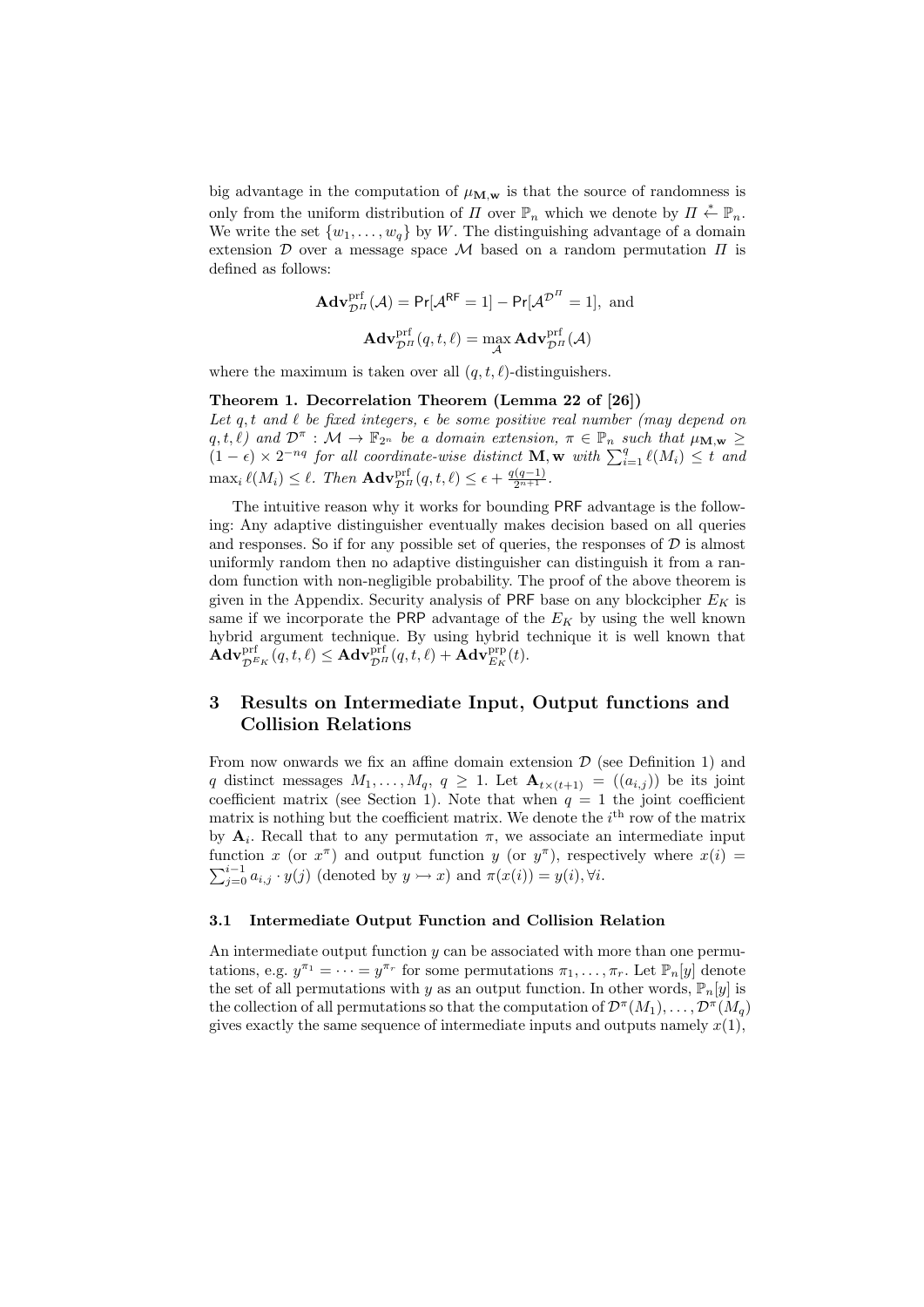big advantage in the computation of $\mu_{\mathbf{M},\mathbf{w}}$ is that the source of randomness is only from the uniform distribution of $\Pi$ over $\mathbb{P}_n$ which we denote by $\Pi \xleftarrow{*} \mathbb{P}_n$. We write the set $\{w_1, \ldots, w_q\}$ by $W$. The distinguishing advantage of a domain extension $\mathcal{D}$ over a message space $\mathcal{M}$ based on a random permutation $\Pi$ is defined as follows:

$$\mathbf{Adv}^{\mathrm{prf}}_{\mathcal{D}^{\Pi}}(\mathcal{A}) = \mathsf{Pr}[\mathcal{A}^{\mathsf{RF}} = 1] - \mathsf{Pr}[\mathcal{A}^{\mathcal{D}^{\Pi}} = 1], \text{ and}$$

$$\mathbf{Adv}^{\mathrm{prf}}_{\mathcal{D}^{\Pi}}(q, t, \ell) = \max_{\mathcal{A}} \mathbf{Adv}^{\mathrm{prf}}_{\mathcal{D}^{\Pi}}(\mathcal{A})$$

where the maximum is taken over all $(q, t, \ell)$-distinguishers.

**Theorem 1. Decorrelation Theorem (Lemma 22 of [26])**
*Let $q, t$ and $\ell$ be fixed integers, $\epsilon$ be some positive real number (may depend on $q, t, \ell$) and $\mathcal{D}^{\pi} : \mathcal{M} \to \mathbb{F}_{2^n}$ be a domain extension, $\pi \in \mathbb{P}_n$ such that $\mu_{\mathbf{M},\mathbf{w}} \geq (1 - \epsilon) \times 2^{-nq}$ for all coordinate-wise distinct $\mathbf{M}, \mathbf{w}$ with $\sum_{i=1}^{q} \ell(M_i) \leq t$ and $\max_i \ell(M_i) \leq \ell$. Then $\mathbf{Adv}^{\mathrm{prf}}_{\mathcal{D}^{\Pi}}(q, t, \ell) \leq \epsilon + \frac{q(q-1)}{2^{n+1}}$.*

The intuitive reason why it works for bounding PRF advantage is the following: Any adaptive distinguisher eventually makes decision based on all queries and responses. So if for any possible set of queries, the responses of $\mathcal{D}$ is almost uniformly random then no adaptive distinguisher can distinguish it from a random function with non-negligible probability. The proof of the above theorem is given in the Appendix. Security analysis of PRF base on any blockcipher $E_K$ is same if we incorporate the PRP advantage of the $E_K$ by using the well known hybrid argument technique. By using hybrid technique it is well known that $\mathbf{Adv}^{\mathrm{prf}}_{\mathcal{D}^{E_K}}(q, t, \ell) \leq \mathbf{Adv}^{\mathrm{prf}}_{\mathcal{D}^{\Pi}}(q, t, \ell) + \mathbf{Adv}^{\mathrm{prp}}_{E_K}(t)$.

## 3 Results on Intermediate Input, Output functions and Collision Relations

From now onwards we fix an affine domain extension $\mathcal{D}$ (see Definition 1) and $q$ distinct messages $M_1, \ldots, M_q$, $q \geq 1$. Let $\mathbf{A}_{t \times (t+1)} = ((a_{i,j}))$ be its joint coefficient matrix (see Section 1). Note that when $q = 1$ the joint coefficient matrix is nothing but the coefficient matrix. We denote the $i^{\text{th}}$ row of the matrix by $\mathbf{A}_i$. Recall that to any permutation $\pi$, we associate an intermediate input function $x$ (or $x^{\pi}$) and output function $y$ (or $y^{\pi}$), respectively where $x(i) = \sum_{j=0}^{i-1} a_{i,j} \cdot y(j)$ (denoted by $y \rightarrowtail x$) and $\pi(x(i)) = y(i), \forall i$.

### 3.1 Intermediate Output Function and Collision Relation

An intermediate output function $y$ can be associated with more than one permutations, e.g. $y^{\pi_1} = \cdots = y^{\pi_r}$ for some permutations $\pi_1, \ldots, \pi_r$. Let $\mathbb{P}_n[y]$ denote the set of all permutations with $y$ as an output function. In other words, $\mathbb{P}_n[y]$ is the collection of all permutations so that the computation of $\mathcal{D}^{\pi}(M_1), \ldots, \mathcal{D}^{\pi}(M_q)$ gives exactly the same sequence of intermediate inputs and outputs namely $x(1)$,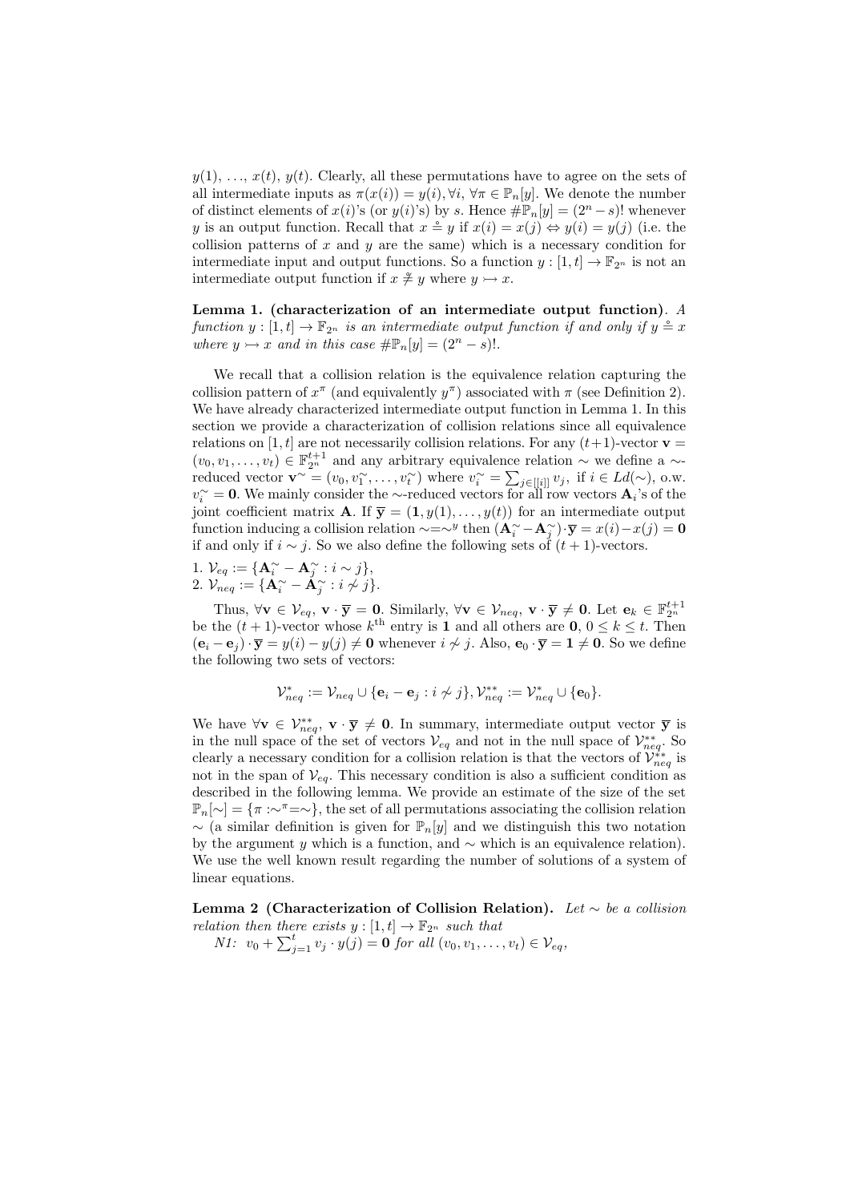$y(1)$, ..., $x(t)$, $y(t)$. Clearly, all these permutations have to agree on the sets of all intermediate inputs as $\pi(x(i)) = y(i), \forall i, \forall \pi \in \mathbb{P}_n[y]$. We denote the number of distinct elements of $x(i)$'s (or $y(i)$'s) by $s$. Hence $\#\mathbb{P}_n[y] = (2^n - s)!$ whenever $y$ is an output function. Recall that $x \overset{\circ}{=} y$ if $x(i) = x(j) \Leftrightarrow y(i) = y(j)$ (i.e. the collision patterns of $x$ and $y$ are the same) which is a necessary condition for intermediate input and output functions. So a function $y : [1,t] \to \mathbb{F}_{2^n}$ is not an intermediate output function if $x \overset{\circ}{\neq} y$ where $y \rightarrowtail x$.

**Lemma 1. (characterization of an intermediate output function)**. *A function $y : [1,t] \to \mathbb{F}_{2^n}$ is an intermediate output function if and only if $y \overset{\circ}{=} x$ where $y \rightarrowtail x$ and in this case $\#\mathbb{P}_n[y] = (2^n - s)!$.*

We recall that a collision relation is the equivalence relation capturing the collision pattern of $x^\pi$ (and equivalently $y^\pi$) associated with $\pi$ (see Definition 2). We have already characterized intermediate output function in Lemma 1. In this section we provide a characterization of collision relations since all equivalence relations on $[1,t]$ are not necessarily collision relations. For any $(t+1)$-vector $\mathbf{v} = (v_0, v_1, \ldots, v_t) \in \mathbb{F}_{2^n}^{t+1}$ and any arbitrary equivalence relation $\sim$ we define a $\sim$-reduced vector $\mathbf{v}^\sim = (v_0, v_1^\sim, \ldots, v_t^\sim)$ where $v_i^\sim = \sum_{j \in [[i]]} v_j$, if $i \in Ld(\sim)$, o.w. $v_i^\sim = \mathbf{0}$. We mainly consider the $\sim$-reduced vectors for all row vectors $\mathbf{A}_i$'s of the joint coefficient matrix $\mathbf{A}$. If $\overline{\mathbf{y}} = (\mathbf{1}, y(1), \ldots, y(t))$ for an intermediate output function inducing a collision relation $\sim = \sim^y$ then $(\mathbf{A}_i^\sim - \mathbf{A}_j^\sim) \cdot \overline{\mathbf{y}} = x(i) - x(j) = \mathbf{0}$ if and only if $i \sim j$. So we also define the following sets of $(t+1)$-vectors.

1. $\mathcal{V}_{eq} := \{\mathbf{A}_i^\sim - \mathbf{A}_j^\sim : i \sim j\}$,
2. $\mathcal{V}_{neq} := \{\mathbf{A}_i^\sim - \mathbf{A}_j^\sim : i \nsim j\}$.

Thus, $\forall \mathbf{v} \in \mathcal{V}_{eq}$, $\mathbf{v} \cdot \overline{\mathbf{y}} = \mathbf{0}$. Similarly, $\forall \mathbf{v} \in \mathcal{V}_{neq}$, $\mathbf{v} \cdot \overline{\mathbf{y}} \neq \mathbf{0}$. Let $\mathbf{e}_k \in \mathbb{F}_{2^n}^{t+1}$ be the $(t+1)$-vector whose $k^{\text{th}}$ entry is $\mathbf{1}$ and all others are $\mathbf{0}$, $0 \leq k \leq t$. Then $(\mathbf{e}_i - \mathbf{e}_j) \cdot \overline{\mathbf{y}} = y(i) - y(j) \neq \mathbf{0}$ whenever $i \nsim j$. Also, $\mathbf{e}_0 \cdot \overline{\mathbf{y}} = \mathbf{1} \neq \mathbf{0}$. So we define the following two sets of vectors:

$$\mathcal{V}_{neq}^* := \mathcal{V}_{neq} \cup \{\mathbf{e}_i - \mathbf{e}_j : i \nsim j\}, \mathcal{V}_{neq}^{**} := \mathcal{V}_{neq}^* \cup \{\mathbf{e}_0\}.$$

We have $\forall \mathbf{v} \in \mathcal{V}_{neq}^{**}$, $\mathbf{v} \cdot \overline{\mathbf{y}} \neq \mathbf{0}$. In summary, intermediate output vector $\overline{\mathbf{y}}$ is in the null space of the set of vectors $\mathcal{V}_{eq}$ and not in the null space of $\mathcal{V}_{neq}^{**}$. So clearly a necessary condition for a collision relation is that the vectors of $\mathcal{V}_{neq}^{**}$ is not in the span of $\mathcal{V}_{eq}$. This necessary condition is also a sufficient condition as described in the following lemma. We provide an estimate of the size of the set $\mathbb{P}_n[\sim] = \{\pi : \sim^\pi = \sim\}$, the set of all permutations associating the collision relation $\sim$ (a similar definition is given for $\mathbb{P}_n[y]$ and we distinguish this two notation by the argument $y$ which is a function, and $\sim$ which is an equivalence relation). We use the well known result regarding the number of solutions of a system of linear equations.

**Lemma 2 (Characterization of Collision Relation).** *Let $\sim$ be a collision relation then there exists $y : [1,t] \to \mathbb{F}_{2^n}$ such that*

*N1: $v_0 + \sum_{j=1}^t v_j \cdot y(j) = \mathbf{0}$ for all $(v_0, v_1, \ldots, v_t) \in \mathcal{V}_{eq}$,*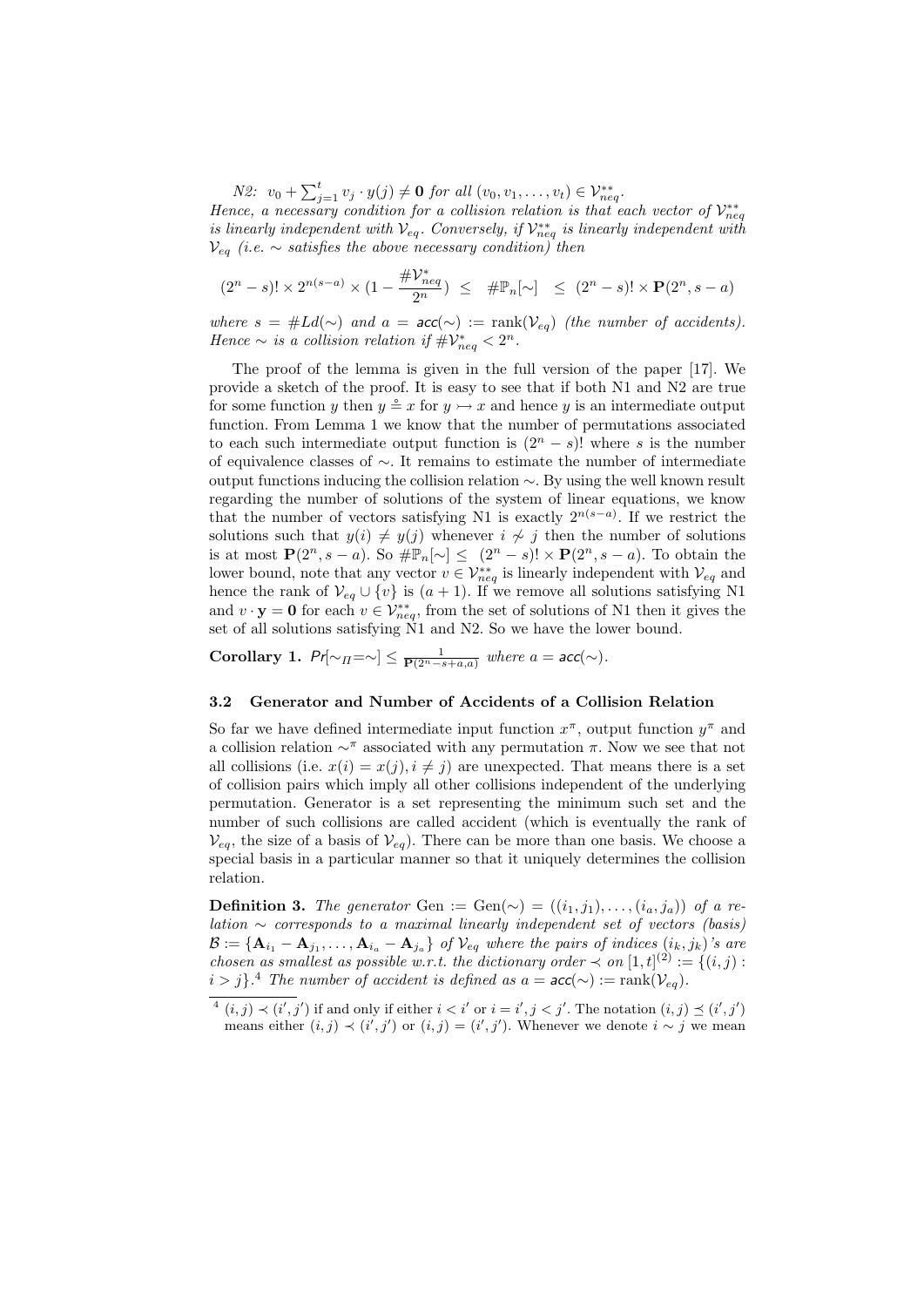*N2:* $v_0 + \sum_{j=1}^{t} v_j \cdot y(j) \neq \mathbf{0}$ *for all* $(v_0, v_1, \ldots, v_t) \in \mathcal{V}^{**}_{neq}$.
*Hence, a necessary condition for a collision relation is that each vector of* $\mathcal{V}^{**}_{neq}$ *is linearly independent with* $\mathcal{V}_{eq}$. *Conversely, if* $\mathcal{V}^{**}_{neq}$ *is linearly independent with* $\mathcal{V}_{eq}$ *(i.e.* $\sim$ *satisfies the above necessary condition) then*

$$(2^n - s)! \times 2^{n(s-a)} \times \left(1 - \frac{\#\mathcal{V}^{*}_{neq}}{2^n}\right) \;\leq\; \#\mathbb{P}_n[\sim] \;\leq\; (2^n - s)! \times \mathbf{P}(2^n, s-a)$$

*where* $s = \#Ld(\sim)$ *and* $a = \mathsf{acc}(\sim) := \mathrm{rank}(\mathcal{V}_{eq})$ *(the number of accidents). Hence* $\sim$ *is a collision relation if* $\#\mathcal{V}^{*}_{neq} < 2^n$.

The proof of the lemma is given in the full version of the paper [17]. We provide a sketch of the proof. It is easy to see that if both N1 and N2 are true for some function $y$ then $y \stackrel{\circ}{=} x$ for $y \rightarrowtail x$ and hence $y$ is an intermediate output function. From Lemma 1 we know that the number of permutations associated to each such intermediate output function is $(2^n - s)!$ where $s$ is the number of equivalence classes of $\sim$. It remains to estimate the number of intermediate output functions inducing the collision relation $\sim$. By using the well known result regarding the number of solutions of the system of linear equations, we know that the number of vectors satisfying N1 is exactly $2^{n(s-a)}$. If we restrict the solutions such that $y(i) \neq y(j)$ whenever $i \not\sim j$ then the number of solutions is at most $\mathbf{P}(2^n, s-a)$. So $\#\mathbb{P}_n[\sim] \leq (2^n - s)! \times \mathbf{P}(2^n, s-a)$. To obtain the lower bound, note that any vector $v \in \mathcal{V}^{**}_{neq}$ is linearly independent with $\mathcal{V}_{eq}$ and hence the rank of $\mathcal{V}_{eq} \cup \{v\}$ is $(a+1)$. If we remove all solutions satisfying N1 and $v \cdot \mathbf{y} = \mathbf{0}$ for each $v \in \mathcal{V}^{**}_{neq}$, from the set of solutions of N1 then it gives the set of all solutions satisfying N1 and N2. So we have the lower bound.

**Corollary 1.** $\mathit{Pr}[\sim_\Pi = \sim] \leq \frac{1}{\mathbf{P}(2^n - s + a, a)}$ *where* $a = \mathsf{acc}(\sim)$.

### 3.2 Generator and Number of Accidents of a Collision Relation

So far we have defined intermediate input function $x^\pi$, output function $y^\pi$ and a collision relation $\sim^\pi$ associated with any permutation $\pi$. Now we see that not all collisions (i.e. $x(i) = x(j), i \neq j$) are unexpected. That means there is a set of collision pairs which imply all other collisions independent of the underlying permutation. Generator is a set representing the minimum such set and the number of such collisions are called accident (which is eventually the rank of $\mathcal{V}_{eq}$, the size of a basis of $\mathcal{V}_{eq}$). There can be more than one basis. We choose a special basis in a particular manner so that it uniquely determines the collision relation.

**Definition 3.** *The generator* $\mathrm{Gen} := \mathrm{Gen}(\sim) = ((i_1, j_1), \ldots, (i_a, j_a))$ *of a relation* $\sim$ *corresponds to a maximal linearly independent set of vectors (basis)* $\mathcal{B} := \{\mathbf{A}_{i_1} - \mathbf{A}_{j_1}, \ldots, \mathbf{A}_{i_a} - \mathbf{A}_{j_a}\}$ *of* $\mathcal{V}_{eq}$ *where the pairs of indices* $(i_k, j_k)$*'s are chosen as smallest as possible w.r.t. the dictionary order* $\prec$ *on* $[1,t]^{(2)} := \{(i,j) : i > j\}$.[4] *The number of accident is defined as* $a = \mathsf{acc}(\sim) := \mathrm{rank}(\mathcal{V}_{eq})$.

[4] $(i,j) \prec (i',j')$ if and only if either $i < i'$ or $i = i', j < j'$. The notation $(i,j) \preceq (i',j')$ means either $(i,j) \prec (i',j')$ or $(i,j) = (i',j')$. Whenever we denote $i \sim j$ we mean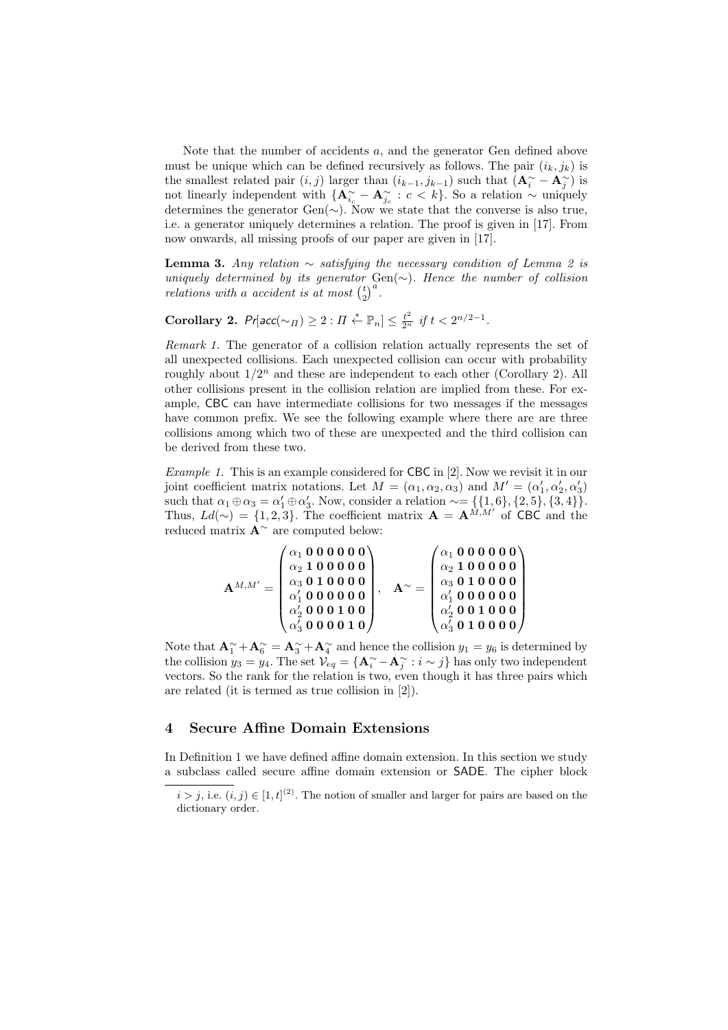Note that the number of accidents $a$, and the generator Gen defined above must be unique which can be defined recursively as follows. The pair $(i_k, j_k)$ is the smallest related pair $(i, j)$ larger than $(i_{k-1}, j_{k-1})$ such that $(\mathbf{A}^{\sim}_i - \mathbf{A}^{\sim}_j)$ is not linearly independent with $\{\mathbf{A}^{\sim}_{i_c} - \mathbf{A}^{\sim}_{j_c} : c < k\}$. So a relation $\sim$ uniquely determines the generator $\mathrm{Gen}(\sim)$. Now we state that the converse is also true, i.e. a generator uniquely determines a relation. The proof is given in [17]. From now onwards, all missing proofs of our paper are given in [17].

**Lemma 3.** *Any relation $\sim$ satisfying the necessary condition of Lemma 2 is uniquely determined by its generator* $\mathrm{Gen}(\sim)$. *Hence the number of collision relations with a accident is at most* $\binom{t}{2}^a$.

**Corollary 2.** $\Pr[\mathsf{acc}(\sim_{\Pi}) \geq 2 : \Pi \xleftarrow{*} \mathbb{P}_n] \leq \frac{t^2}{2^n}$ *if* $t < 2^{n/2-1}$.

*Remark 1.* The generator of a collision relation actually represents the set of all unexpected collisions. Each unexpected collision can occur with probability roughly about $1/2^n$ and these are independent to each other (Corollary 2). All other collisions present in the collision relation are implied from these. For example, CBC can have intermediate collisions for two messages if the messages have common prefix. We see the following example where there are are three collisions among which two of these are unexpected and the third collision can be derived from these two.

*Example 1.* This is an example considered for CBC in [2]. Now we revisit it in our joint coefficient matrix notations. Let $M = (\alpha_1, \alpha_2, \alpha_3)$ and $M' = (\alpha'_1, \alpha'_2, \alpha'_3)$ such that $\alpha_1 \oplus \alpha_3 = \alpha'_1 \oplus \alpha'_3$. Now, consider a relation $\sim = \{\{1,6\},\{2,5\},\{3,4\}\}$. Thus, $Ld(\sim) = \{1,2,3\}$. The coefficient matrix $\mathbf{A} = \mathbf{A}^{M,M'}$ of CBC and the reduced matrix $\mathbf{A}^{\sim}$ are computed below:

$$\mathbf{A}^{M,M'} = \begin{pmatrix} \alpha_1 & \mathbf{0} & \mathbf{0} & \mathbf{0} & \mathbf{0} & \mathbf{0} & \mathbf{0} \\ \alpha_2 & \mathbf{1} & \mathbf{0} & \mathbf{0} & \mathbf{0} & \mathbf{0} & \mathbf{0} \\ \alpha_3 & \mathbf{0} & \mathbf{1} & \mathbf{0} & \mathbf{0} & \mathbf{0} & \mathbf{0} \\ \alpha'_1 & \mathbf{0} & \mathbf{0} & \mathbf{0} & \mathbf{0} & \mathbf{0} & \mathbf{0} \\ \alpha'_2 & \mathbf{0} & \mathbf{0} & \mathbf{0} & \mathbf{1} & \mathbf{0} & \mathbf{0} \\ \alpha'_3 & \mathbf{0} & \mathbf{0} & \mathbf{0} & \mathbf{0} & \mathbf{1} & \mathbf{0} \end{pmatrix}, \quad \mathbf{A}^{\sim} = \begin{pmatrix} \alpha_1 & \mathbf{0} & \mathbf{0} & \mathbf{0} & \mathbf{0} & \mathbf{0} & \mathbf{0} \\ \alpha_2 & \mathbf{1} & \mathbf{0} & \mathbf{0} & \mathbf{0} & \mathbf{0} & \mathbf{0} \\ \alpha_3 & \mathbf{0} & \mathbf{1} & \mathbf{0} & \mathbf{0} & \mathbf{0} & \mathbf{0} \\ \alpha'_1 & \mathbf{0} & \mathbf{0} & \mathbf{0} & \mathbf{0} & \mathbf{0} & \mathbf{0} \\ \alpha'_2 & \mathbf{0} & \mathbf{0} & \mathbf{1} & \mathbf{0} & \mathbf{0} & \mathbf{0} \\ \alpha'_3 & \mathbf{0} & \mathbf{1} & \mathbf{0} & \mathbf{0} & \mathbf{0} & \mathbf{0} \end{pmatrix}$$

Note that $\mathbf{A}^{\sim}_1 + \mathbf{A}^{\sim}_6 = \mathbf{A}^{\sim}_3 + \mathbf{A}^{\sim}_4$ and hence the collision $y_1 = y_6$ is determined by the collision $y_3 = y_4$. The set $\mathcal{V}_{eq} = \{\mathbf{A}^{\sim}_i - \mathbf{A}^{\sim}_j : i \sim j\}$ has only two independent vectors. So the rank for the relation is two, even though it has three pairs which are related (it is termed as true collision in [2]).

## 4 Secure Affine Domain Extensions

In Definition 1 we have defined affine domain extension. In this section we study a subclass called secure affine domain extension or SADE. The cipher block

$i > j$, i.e. $(i, j) \in [1, t]^{(2)}$. The notion of smaller and larger for pairs are based on the dictionary order.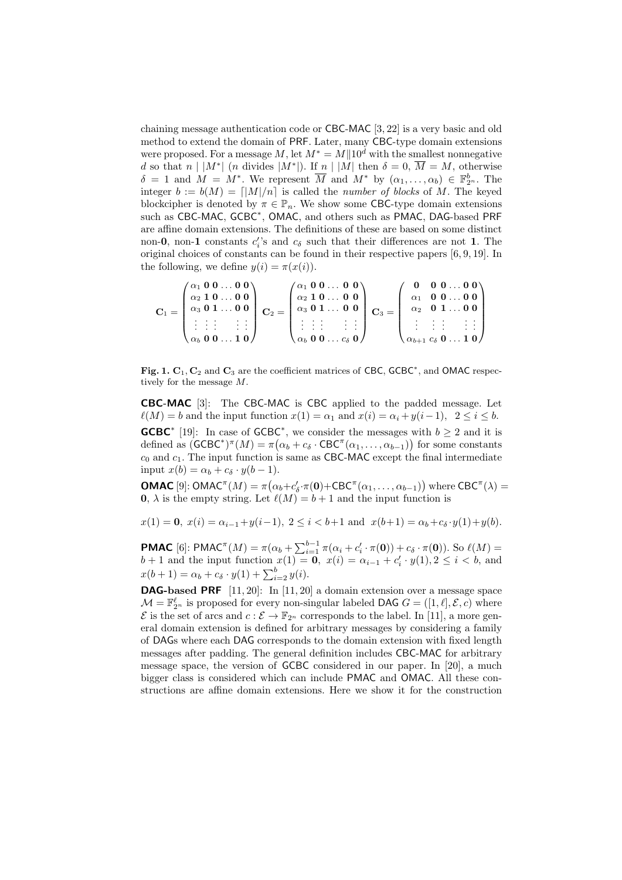chaining message authentication code or CBC-MAC [3, 22] is a very basic and old method to extend the domain of PRF. Later, many CBC-type domain extensions were proposed. For a message $M$, let $M^* = M\|10^d$ with the smallest nonnegative $d$ so that $n \mid |M^*|$ ($n$ divides $|M^*|$). If $n \mid |M|$ then $\delta = 0$, $\overline{M} = M$, otherwise $\delta = 1$ and $M = M^*$. We represent $\overline{M}$ and $M^*$ by $(\alpha_1, \ldots, \alpha_b) \in \mathbb{F}_{2^n}^b$. The integer $b := b(M) = \lceil |M|/n \rceil$ is called the *number of blocks* of $M$. The keyed blockcipher is denoted by $\pi \in \mathbb{P}_n$. We show some CBC-type domain extensions such as CBC-MAC, GCBC$^*$, OMAC, and others such as PMAC, DAG-based PRF are affine domain extensions. The definitions of these are based on some distinct non-$\mathbf{0}$, non-$\mathbf{1}$ constants $c_i'$'s and $c_\delta$ such that their differences are not $\mathbf{1}$. The original choices of constants can be found in their respective papers [6, 9, 19]. In the following, we define $y(i) = \pi(x(i))$.

$$\mathbf{C}_1 = \begin{pmatrix} \alpha_1 & \mathbf{0} & \mathbf{0} & \ldots & \mathbf{0} & \mathbf{0} \\ \alpha_2 & \mathbf{1} & \mathbf{0} & \ldots & \mathbf{0} & \mathbf{0} \\ \alpha_3 & \mathbf{0} & \mathbf{1} & \ldots & \mathbf{0} & \mathbf{0} \\ \vdots & \vdots & \vdots & & \vdots & \vdots \\ \alpha_b & \mathbf{0} & \mathbf{0} & \ldots & \mathbf{1} & \mathbf{0} \end{pmatrix} \quad \mathbf{C}_2 = \begin{pmatrix} \alpha_1 & \mathbf{0} & \mathbf{0} & \ldots & \mathbf{0} & \mathbf{0} \\ \alpha_2 & \mathbf{1} & \mathbf{0} & \ldots & \mathbf{0} & \mathbf{0} \\ \alpha_3 & \mathbf{0} & \mathbf{1} & \ldots & \mathbf{0} & \mathbf{0} \\ \vdots & \vdots & \vdots & & \vdots & \vdots \\ \alpha_b & \mathbf{0} & \mathbf{0} & \ldots & c_\delta & \mathbf{0} \end{pmatrix} \quad \mathbf{C}_3 = \begin{pmatrix} \mathbf{0} & \mathbf{0} & \mathbf{0} & \ldots & \mathbf{0} & \mathbf{0} \\ \alpha_1 & \mathbf{0} & \mathbf{0} & \ldots & \mathbf{0} & \mathbf{0} \\ \alpha_2 & \mathbf{0} & \mathbf{1} & \ldots & \mathbf{0} & \mathbf{0} \\ \vdots & \vdots & \vdots & & \vdots & \vdots \\ \alpha_{b+1} & c_\delta & \mathbf{0} & \ldots & \mathbf{1} & \mathbf{0} \end{pmatrix}$$

**Fig. 1.** $\mathbf{C}_1, \mathbf{C}_2$ and $\mathbf{C}_3$ are the coefficient matrices of CBC, GCBC$^*$, and OMAC respectively for the message $M$.

**CBC-MAC** [3]: The CBC-MAC is CBC applied to the padded message. Let $\ell(M) = b$ and the input function $x(1) = \alpha_1$ and $x(i) = \alpha_i + y(i-1)$, $2 \leq i \leq b$.

**GCBC$^*$** [19]: In case of GCBC$^*$, we consider the messages with $b \geq 2$ and it is defined as $(\mathsf{GCBC}^*)^\pi(M) = \pi\big(\alpha_b + c_\delta \cdot \mathsf{CBC}^\pi(\alpha_1, \ldots, \alpha_{b-1})\big)$ for some constants $c_0$ and $c_1$. The input function is same as CBC-MAC except the final intermediate input $x(b) = \alpha_b + c_\delta \cdot y(b-1)$.

**OMAC** [9]: $\mathsf{OMAC}^\pi(M) = \pi\big(\alpha_b + c_\delta' \cdot \pi(\mathbf{0}) + \mathsf{CBC}^\pi(\alpha_1, \ldots, \alpha_{b-1})\big)$ where $\mathsf{CBC}^\pi(\lambda) = \mathbf{0}$, $\lambda$ is the empty string. Let $\ell(M) = b+1$ and the input function is

$$x(1) = \mathbf{0},\ x(i) = \alpha_{i-1} + y(i-1),\ 2 \leq i < b+1 \text{ and } x(b+1) = \alpha_b + c_\delta \cdot y(1) + y(b).$$

**PMAC** [6]: $\mathsf{PMAC}^\pi(M) = \pi(\alpha_b + \sum_{i=1}^{b-1} \pi(\alpha_i + c_i' \cdot \pi(\mathbf{0})) + c_\delta \cdot \pi(\mathbf{0}))$. So $\ell(M) = b+1$ and the input function $x(1) = \mathbf{0}$, $x(i) = \alpha_{i-1} + c_i' \cdot y(1), 2 \leq i < b$, and $x(b+1) = \alpha_b + c_\delta \cdot y(1) + \sum_{i=2}^{b} y(i)$.

**DAG-based PRF** [11, 20]: In [11, 20] a domain extension over a message space $\mathcal{M} = \mathbb{F}_{2^n}^\ell$ is proposed for every non-singular labeled DAG $G = ([1, \ell], \mathcal{E}, c)$ where $\mathcal{E}$ is the set of arcs and $c : \mathcal{E} \to \mathbb{F}_{2^n}$ corresponds to the label. In [11], a more general domain extension is defined for arbitrary messages by considering a family of DAGs where each DAG corresponds to the domain extension with fixed length messages after padding. The general definition includes CBC-MAC for arbitrary message space, the version of GCBC considered in our paper. In [20], a much bigger class is considered which can include PMAC and OMAC. All these constructions are affine domain extensions. Here we show it for the construction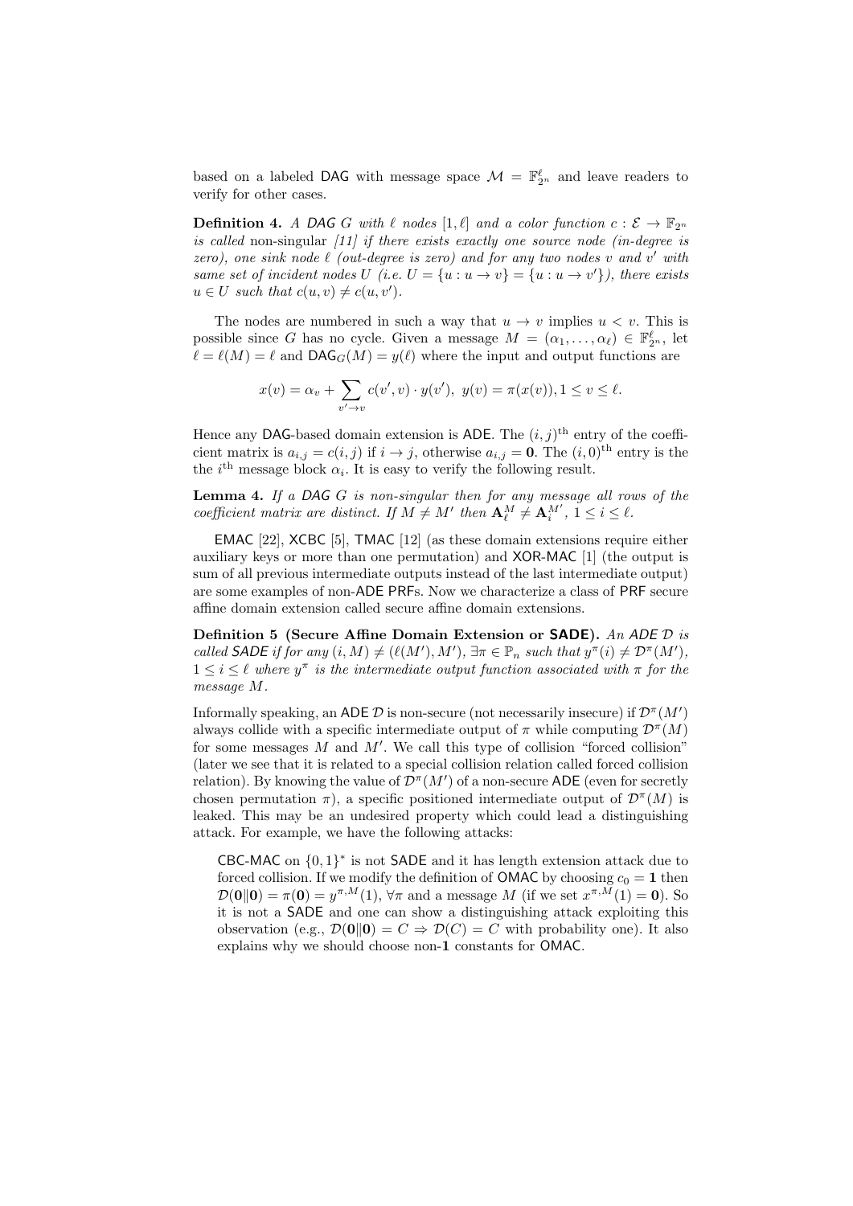based on a labeled DAG with message space $\mathcal{M} = \mathbb{F}_{2^n}^{\ell}$ and leave readers to verify for other cases.

**Definition 4.** *A DAG $G$ with $\ell$ nodes $[1, \ell]$ and a color function $c : \mathcal{E} \to \mathbb{F}_{2^n}$ is called* non-singular *[11] if there exists exactly one source node (in-degree is zero), one sink node $\ell$ (out-degree is zero) and for any two nodes $v$ and $v'$ with same set of incident nodes $U$ (i.e. $U = \{u : u \to v\} = \{u : u \to v'\}$), there exists $u \in U$ such that $c(u, v) \neq c(u, v')$.*

The nodes are numbered in such a way that $u \to v$ implies $u < v$. This is possible since $G$ has no cycle. Given a message $M = (\alpha_1, \ldots, \alpha_\ell) \in \mathbb{F}_{2^n}^{\ell}$, let $\ell = \ell(M) = \ell$ and $\mathsf{DAG}_G(M) = y(\ell)$ where the input and output functions are

$$x(v) = \alpha_v + \sum_{v' \to v} c(v', v) \cdot y(v'),\ y(v) = \pi(x(v)), 1 \leq v \leq \ell.$$

Hence any DAG-based domain extension is ADE. The $(i, j)^{\text{th}}$ entry of the coefficient matrix is $a_{i,j} = c(i, j)$ if $i \to j$, otherwise $a_{i,j} = \mathbf{0}$. The $(i, 0)^{\text{th}}$ entry is the the $i^{\text{th}}$ message block $\alpha_i$. It is easy to verify the following result.

**Lemma 4.** *If a DAG $G$ is non-singular then for any message all rows of the coefficient matrix are distinct. If $M \neq M'$ then $\mathbf{A}_\ell^M \neq \mathbf{A}_i^{M'}$, $1 \leq i \leq \ell$.*

EMAC [22], XCBC [5], TMAC [12] (as these domain extensions require either auxiliary keys or more than one permutation) and XOR-MAC [1] (the output is sum of all previous intermediate outputs instead of the last intermediate output) are some examples of non-ADE PRFs. Now we characterize a class of PRF secure affine domain extension called secure affine domain extensions.

**Definition 5 (Secure Affine Domain Extension or SADE).** *An ADE $\mathcal{D}$ is called SADE if for any $(i, M) \neq (\ell(M'), M')$, $\exists \pi \in \mathbb{P}_n$ such that $y^\pi(i) \neq \mathcal{D}^\pi(M')$, $1 \leq i \leq \ell$ where $y^\pi$ is the intermediate output function associated with $\pi$ for the message $M$.*

Informally speaking, an ADE $\mathcal{D}$ is non-secure (not necessarily insecure) if $\mathcal{D}^\pi(M')$ always collide with a specific intermediate output of $\pi$ while computing $\mathcal{D}^\pi(M)$ for some messages $M$ and $M'$. We call this type of collision "forced collision" (later we see that it is related to a special collision relation called forced collision relation). By knowing the value of $\mathcal{D}^\pi(M')$ of a non-secure ADE (even for secretly chosen permutation $\pi$), a specific positioned intermediate output of $\mathcal{D}^\pi(M)$ is leaked. This may be an undesired property which could lead a distinguishing attack. For example, we have the following attacks:

> CBC-MAC on $\{0, 1\}^*$ is not SADE and it has length extension attack due to forced collision. If we modify the definition of OMAC by choosing $c_0 = \mathbf{1}$ then $\mathcal{D}(\mathbf{0} \| \mathbf{0}) = \pi(\mathbf{0}) = y^{\pi,M}(1)$, $\forall \pi$ and a message $M$ (if we set $x^{\pi,M}(1) = \mathbf{0}$). So it is not a SADE and one can show a distinguishing attack exploiting this observation (e.g., $\mathcal{D}(\mathbf{0} \| \mathbf{0}) = C \Rightarrow \mathcal{D}(C) = C$ with probability one). It also explains why we should choose non-$\mathbf{1}$ constants for OMAC.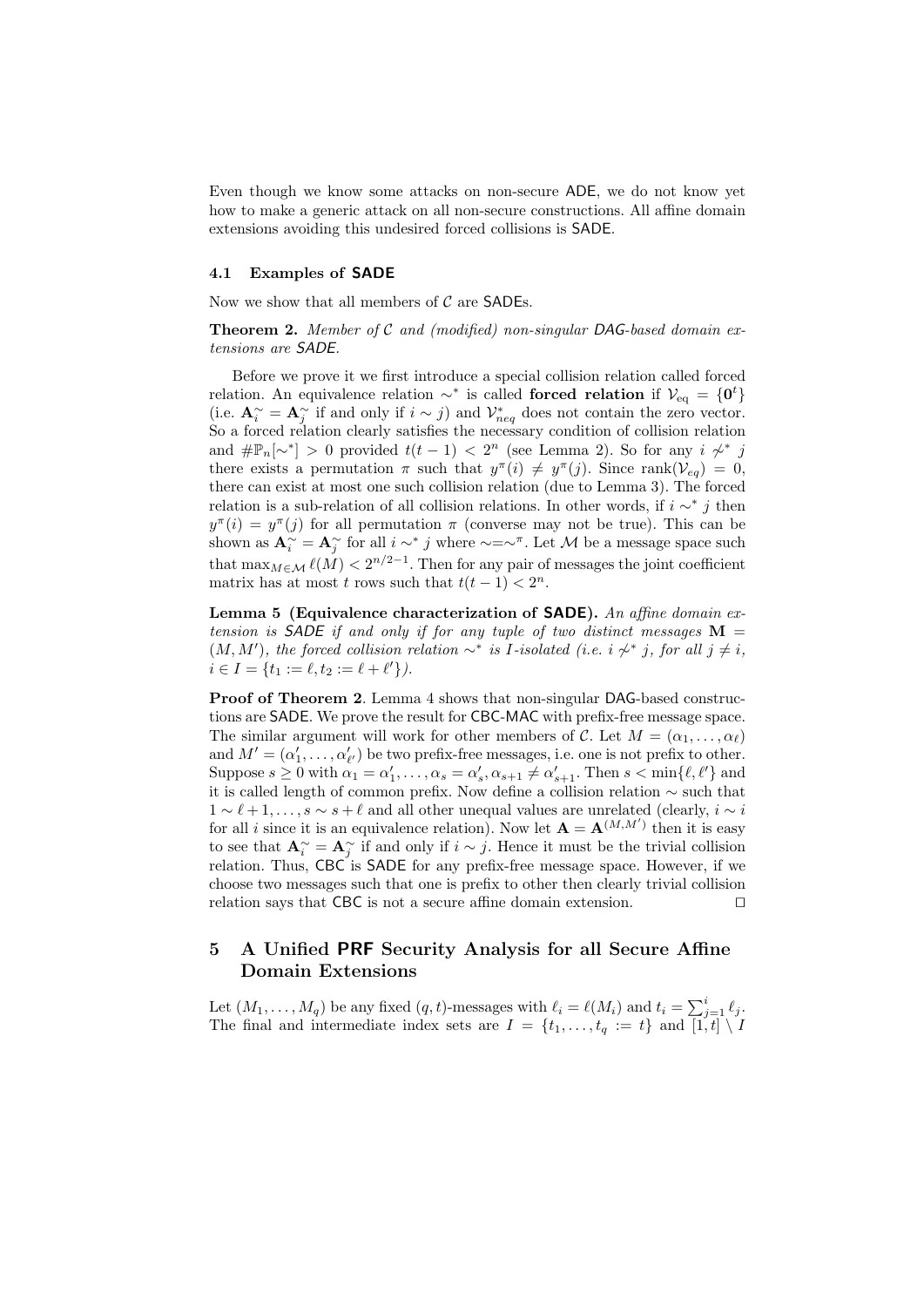Even though we know some attacks on non-secure ADE, we do not know yet how to make a generic attack on all non-secure constructions. All affine domain extensions avoiding this undesired forced collisions is SADE.

### 4.1 Examples of SADE

Now we show that all members of $\mathcal{C}$ are SADEs.

**Theorem 2.** *Member of $\mathcal{C}$ and (modified) non-singular DAG-based domain extensions are SADE.*

Before we prove it we first introduce a special collision relation called forced relation. An equivalence relation $\sim^*$ is called **forced relation** if $\mathcal{V}_{\text{eq}} = \{\mathbf{0}^t\}$ (i.e. $\mathbf{A}_i^{\sim} = \mathbf{A}_j^{\sim}$ if and only if $i \sim j$) and $\mathcal{V}_{neq}^*$ does not contain the zero vector. So a forced relation clearly satisfies the necessary condition of collision relation and $\#\mathbb{P}_n[\sim^*] > 0$ provided $t(t-1) < 2^n$ (see Lemma 2). So for any $i \not\sim^* j$ there exists a permutation $\pi$ such that $y^\pi(i) \neq y^\pi(j)$. Since $\text{rank}(\mathcal{V}_{eq}) = 0$, there can exist at most one such collision relation (due to Lemma 3). The forced relation is a sub-relation of all collision relations. In other words, if $i \sim^* j$ then $y^\pi(i) = y^\pi(j)$ for all permutation $\pi$ (converse may not be true). This can be shown as $\mathbf{A}_i^{\sim} = \mathbf{A}_j^{\sim}$ for all $i \sim^* j$ where $\sim = \sim^\pi$. Let $\mathcal{M}$ be a message space such that $\max_{M \in \mathcal{M}} \ell(M) < 2^{n/2-1}$. Then for any pair of messages the joint coefficient matrix has at most $t$ rows such that $t(t-1) < 2^n$.

**Lemma 5 (Equivalence characterization of SADE).** *An affine domain extension is SADE if and only if for any tuple of two distinct messages $\mathbf{M} = (M, M')$, the forced collision relation $\sim^*$ is $I$-isolated (i.e. $i \not\sim^* j$, for all $j \neq i$, $i \in I = \{t_1 := \ell, t_2 := \ell + \ell'\}$).*

**Proof of Theorem 2**. Lemma 4 shows that non-singular DAG-based constructions are SADE. We prove the result for CBC-MAC with prefix-free message space. The similar argument will work for other members of $\mathcal{C}$. Let $M = (\alpha_1, \ldots, \alpha_\ell)$ and $M' = (\alpha'_1, \ldots, \alpha'_{\ell'})$ be two prefix-free messages, i.e. one is not prefix to other. Suppose $s \geq 0$ with $\alpha_1 = \alpha'_1, \ldots, \alpha_s = \alpha'_s, \alpha_{s+1} \neq \alpha'_{s+1}$. Then $s < \min\{\ell, \ell'\}$ and it is called length of common prefix. Now define a collision relation $\sim$ such that $1 \sim \ell + 1, \ldots, s \sim s + \ell$ and all other unequal values are unrelated (clearly, $i \sim i$ for all $i$ since it is an equivalence relation). Now let $\mathbf{A} = \mathbf{A}^{(M,M')}$ then it is easy to see that $\mathbf{A}_i^{\sim} = \mathbf{A}_j^{\sim}$ if and only if $i \sim j$. Hence it must be the trivial collision relation. Thus, CBC is SADE for any prefix-free message space. However, if we choose two messages such that one is prefix to other then clearly trivial collision relation says that CBC is not a secure affine domain extension. $\square$

## 5 A Unified PRF Security Analysis for all Secure Affine Domain Extensions

Let $(M_1, \ldots, M_q)$ be any fixed $(q,t)$-messages with $\ell_i = \ell(M_i)$ and $t_i = \sum_{j=1}^{i} \ell_j$. The final and intermediate index sets are $I = \{t_1, \ldots, t_q := t\}$ and $[1, t] \setminus I$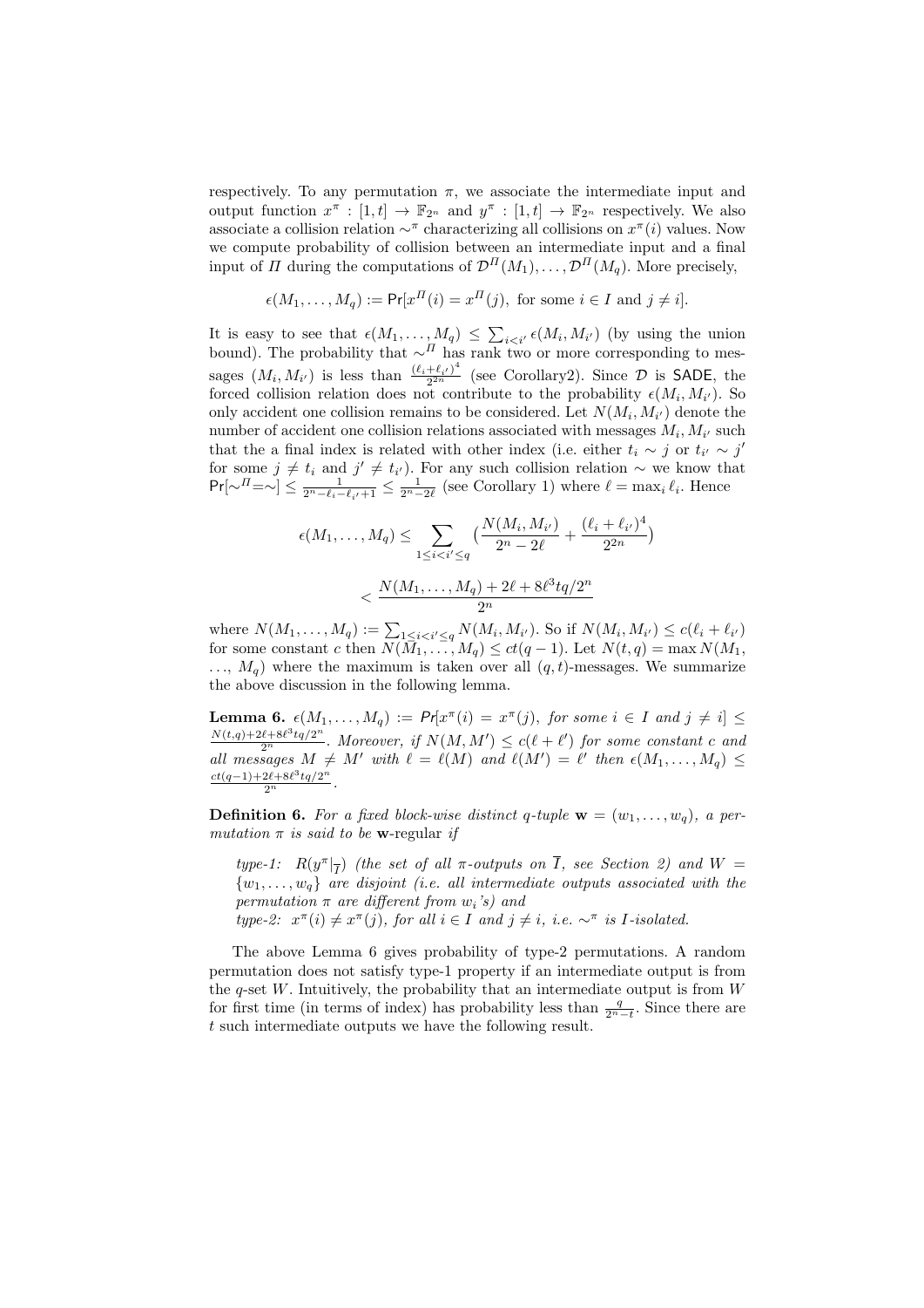respectively. To any permutation $\pi$, we associate the intermediate input and output function $x^\pi : [1,t] \to \mathbb{F}_{2^n}$ and $y^\pi : [1,t] \to \mathbb{F}_{2^n}$ respectively. We also associate a collision relation $\sim^\pi$ characterizing all collisions on $x^\pi(i)$ values. Now we compute probability of collision between an intermediate input and a final input of $\Pi$ during the computations of $\mathcal{D}^\Pi(M_1), \ldots, \mathcal{D}^\Pi(M_q)$. More precisely,

$$\epsilon(M_1, \ldots, M_q) := \Pr[x^\Pi(i) = x^\Pi(j), \text{ for some } i \in I \text{ and } j \neq i].$$

It is easy to see that $\epsilon(M_1, \ldots, M_q) \leq \sum_{i<i'} \epsilon(M_i, M_{i'})$ (by using the union bound). The probability that $\sim^\Pi$ has rank two or more corresponding to messages $(M_i, M_{i'})$ is less than $\frac{(\ell_i+\ell_{i'})^4}{2^{2n}}$ (see Corollary2). Since $\mathcal{D}$ is SADE, the forced collision relation does not contribute to the probability $\epsilon(M_i, M_{i'})$. So only accident one collision remains to be considered. Let $N(M_i, M_{i'})$ denote the number of accident one collision relations associated with messages $M_i, M_{i'}$ such that the a final index is related with other index (i.e. either $t_i \sim j$ or $t_{i'} \sim j'$ for some $j \neq t_i$ and $j' \neq t_{i'}$). For any such collision relation $\sim$ we know that $\Pr[\sim^\Pi = \sim] \leq \frac{1}{2^n - \ell_i - \ell_{i'} + 1} \leq \frac{1}{2^n - 2\ell}$ (see Corollary 1) where $\ell = \max_i \ell_i$. Hence

$$\epsilon(M_1, \ldots, M_q) \leq \sum_{1 \leq i < i' \leq q} \left( \frac{N(M_i, M_{i'})}{2^n - 2\ell} + \frac{(\ell_i + \ell_{i'})^4}{2^{2n}} \right)$$

$$< \frac{N(M_1, \ldots, M_q) + 2\ell + 8\ell^3 tq/2^n}{2^n}$$

where $N(M_1, \ldots, M_q) := \sum_{1 \leq i < i' \leq q} N(M_i, M_{i'})$. So if $N(M_i, M_{i'}) \leq c(\ell_i + \ell_{i'})$ for some constant $c$ then $N(M_1, \ldots, M_q) \leq ct(q-1)$. Let $N(t, q) = \max N(M_1, \ldots, M_q)$ where the maximum is taken over all $(q, t)$-messages. We summarize the above discussion in the following lemma.

**Lemma 6.** *$\epsilon(M_1, \ldots, M_q) := \Pr[x^\pi(i) = x^\pi(j)$, for some $i \in I$ and $j \neq i] \leq \frac{N(t,q) + 2\ell + 8\ell^3 tq/2^n}{2^n}$. Moreover, if $N(M, M') \leq c(\ell + \ell')$ for some constant $c$ and all messages $M \neq M'$ with $\ell = \ell(M)$ and $\ell(M') = \ell'$ then $\epsilon(M_1, \ldots, M_q) \leq \frac{ct(q-1) + 2\ell + 8\ell^3 tq/2^n}{2^n}$.*

**Definition 6.** *For a fixed block-wise distinct $q$-tuple $\mathbf{w} = (w_1, \ldots, w_q)$, a permutation $\pi$ is said to be $\mathbf{w}$-regular if*

*type-1: $R(y^\pi|_{\overline{I}})$ (the set of all $\pi$-outputs on $\overline{I}$, see Section 2) and $W = \{w_1, \ldots, w_q\}$ are disjoint (i.e. all intermediate outputs associated with the permutation $\pi$ are different from $w_i$'s) and*
*type-2: $x^\pi(i) \neq x^\pi(j)$, for all $i \in I$ and $j \neq i$, i.e. $\sim^\pi$ is $I$-isolated.*

The above Lemma 6 gives probability of type-2 permutations. A random permutation does not satisfy type-1 property if an intermediate output is from the $q$-set $W$. Intuitively, the probability that an intermediate output is from $W$ for first time (in terms of index) has probability less than $\frac{q}{2^n - t}$. Since there are $t$ such intermediate outputs we have the following result.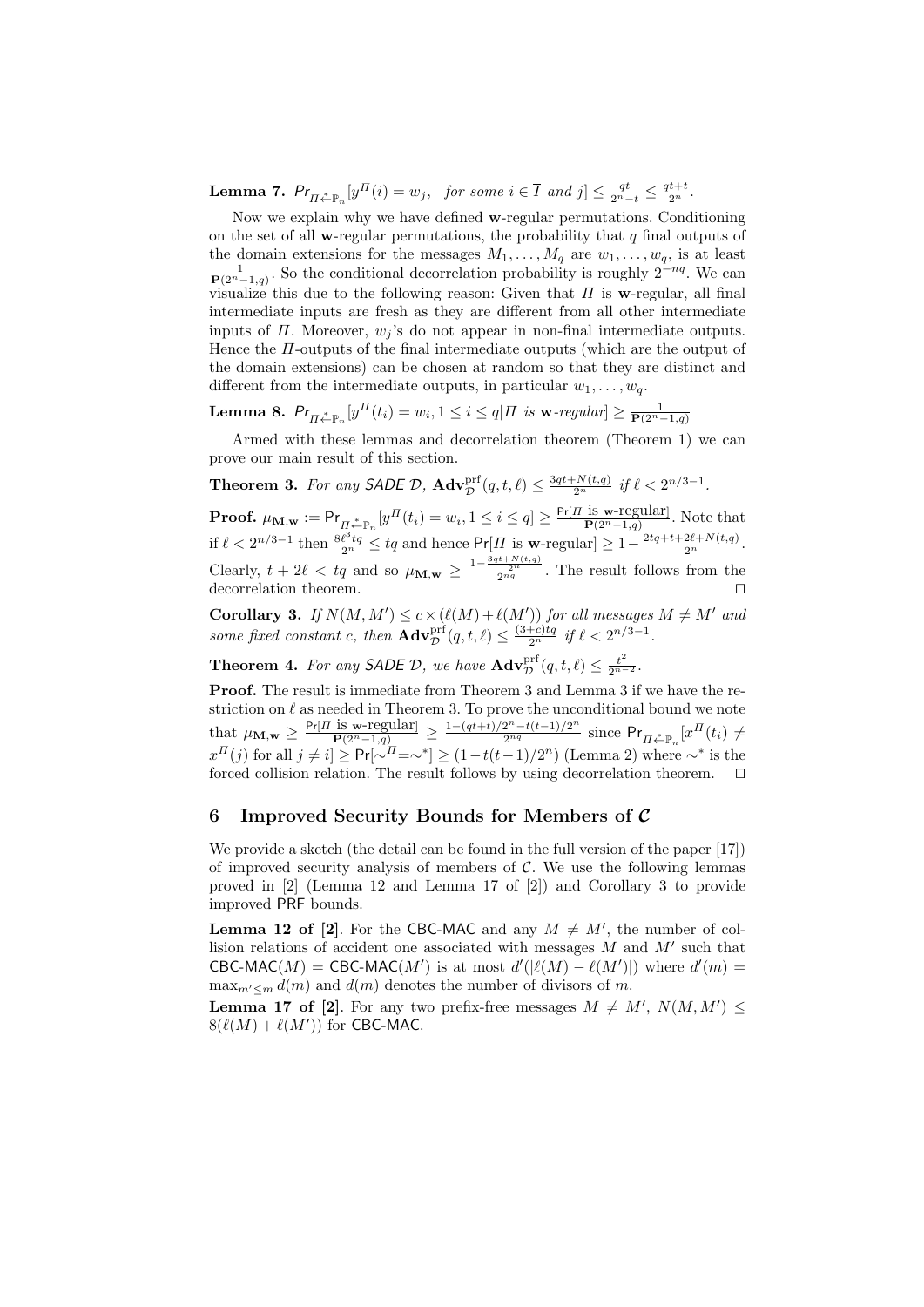**Lemma 7.** $\mathsf{Pr}_{\Pi \xleftarrow{*} \mathbb{P}_n}[y^{\Pi}(i) = w_j, \;\; \textit{for some } i \in \overline{I} \textit{ and } j] \leq \frac{qt}{2^n - t} \leq \frac{qt+t}{2^n}$.

Now we explain why we have defined $\mathbf{w}$-regular permutations. Conditioning on the set of all $\mathbf{w}$-regular permutations, the probability that $q$ final outputs of the domain extensions for the messages $M_1, \ldots, M_q$ are $w_1, \ldots, w_q$, is at least $\frac{1}{\mathbf{P}(2^n-1,q)}$. So the conditional decorrelation probability is roughly $2^{-nq}$. We can visualize this due to the following reason: Given that $\Pi$ is $\mathbf{w}$-regular, all final intermediate inputs are fresh as they are different from all other intermediate inputs of $\Pi$. Moreover, $w_j$'s do not appear in non-final intermediate outputs. Hence the $\Pi$-outputs of the final intermediate outputs (which are the output of the domain extensions) can be chosen at random so that they are distinct and different from the intermediate outputs, in particular $w_1, \ldots, w_q$.

**Lemma 8.** $\mathsf{Pr}_{\Pi \xleftarrow{*} \mathbb{P}_n}[y^{\Pi}(t_i) = w_i, 1 \leq i \leq q | \Pi \textit{ is } \mathbf{w}\textit{-regular}] \geq \frac{1}{\mathbf{P}(2^n-1,q)}$

Armed with these lemmas and decorrelation theorem (Theorem 1) we can prove our main result of this section.

**Theorem 3.** *For any* $\mathsf{SADE}$ $\mathcal{D}$, $\mathbf{Adv}^{\mathrm{prf}}_{\mathcal{D}}(q,t,\ell) \leq \frac{3qt+N(t,q)}{2^n}$ *if* $\ell < 2^{n/3-1}$.

**Proof.** $\mu_{\mathbf{M},\mathbf{w}} := \mathsf{Pr}_{\Pi \xleftarrow{*} \mathbb{P}_n}[y^{\Pi}(t_i) = w_i, 1 \leq i \leq q] \geq \frac{\mathsf{Pr}[\Pi \text{ is } \mathbf{w}\text{-regular}]}{\mathbf{P}(2^n-1,q)}$. Note that if $\ell < 2^{n/3-1}$ then $\frac{8\ell^3 tq}{2^n} \leq tq$ and hence $\mathsf{Pr}[\Pi$ is $\mathbf{w}$-regular$] \geq 1 - \frac{2tq+t+2\ell+N(t,q)}{2^n}$. Clearly, $t + 2\ell < tq$ and so $\mu_{\mathbf{M},\mathbf{w}} \geq \frac{1-\frac{3qt+N(t,q)}{2^n}}{2^{nq}}$. The result follows from the decorrelation theorem. $\square$

**Corollary 3.** *If* $N(M, M') \leq c \times (\ell(M) + \ell(M'))$ *for all messages* $M \neq M'$ *and some fixed constant* $c$*, then* $\mathbf{Adv}^{\mathrm{prf}}_{\mathcal{D}}(q,t,\ell) \leq \frac{(3+c)tq}{2^n}$ *if* $\ell < 2^{n/3-1}$.

**Theorem 4.** *For any* $\mathsf{SADE}$ $\mathcal{D}$*, we have* $\mathbf{Adv}^{\mathrm{prf}}_{\mathcal{D}}(q,t,\ell) \leq \frac{t^2}{2^{n-2}}$.

**Proof.** The result is immediate from Theorem 3 and Lemma 3 if we have the restriction on $\ell$ as needed in Theorem 3. To prove the unconditional bound we note that $\mu_{\mathbf{M},\mathbf{w}} \geq \frac{\mathsf{Pr}[\Pi \text{ is } \mathbf{w}\text{-regular}]}{\mathbf{P}(2^n-1,q)} \geq \frac{1-(qt+t)/2^n - t(t-1)/2^n}{2^{nq}}$ since $\mathsf{Pr}_{\Pi \xleftarrow{*} \mathbb{P}_n}[x^{\Pi}(t_i) \neq x^{\Pi}(j)$ for all $j \neq i] \geq \mathsf{Pr}[\sim^{\Pi} = \sim^*] \geq (1 - t(t-1)/2^n)$ (Lemma 2) where $\sim^*$ is the forced collision relation. The result follows by using decorrelation theorem. $\square$

## 6 Improved Security Bounds for Members of $\mathcal{C}$

We provide a sketch (the detail can be found in the full version of the paper [17]) of improved security analysis of members of $\mathcal{C}$. We use the following lemmas proved in [2] (Lemma 12 and Lemma 17 of [2]) and Corollary 3 to provide improved $\mathsf{PRF}$ bounds.

**Lemma 12 of [2]**. For the $\mathsf{CBC\text{-}MAC}$ and any $M \neq M'$, the number of collision relations of accident one associated with messages $M$ and $M'$ such that $\mathsf{CBC\text{-}MAC}(M) = \mathsf{CBC\text{-}MAC}(M')$ is at most $d'(|\ell(M) - \ell(M')|)$ where $d'(m) = \max_{m' \leq m} d(m)$ and $d(m)$ denotes the number of divisors of $m$.

**Lemma 17 of [2]**. For any two prefix-free messages $M \neq M'$, $N(M, M') \leq 8(\ell(M) + \ell(M'))$ for $\mathsf{CBC\text{-}MAC}$.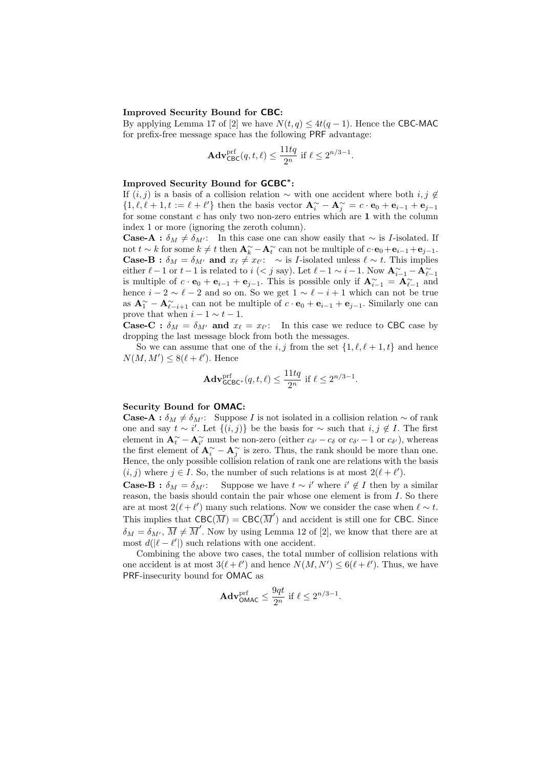**Improved Security Bound for CBC:**

By applying Lemma 17 of [2] we have $N(t, q) \leq 4t(q-1)$. Hence the CBC-MAC for prefix-free message space has the following PRF advantage:

$$\mathbf{Adv}^{\text{prf}}_{\mathsf{CBC}}(q, t, \ell) \leq \frac{11tq}{2^n} \text{ if } \ell \leq 2^{n/3-1}.$$

**Improved Security Bound for GCBC\*:**

If $(i, j)$ is a basis of a collision relation $\sim$ with one accident where both $i, j \notin \{1, \ell, \ell+1, t := \ell + \ell'\}$ then the basis vector $\mathbf{A}^{\sim}_i - \mathbf{A}^{\sim}_j = c \cdot \mathbf{e}_0 + \mathbf{e}_{i-1} + \mathbf{e}_{j-1}$ for some constant $c$ has only two non-zero entries which are **1** with the column index 1 or more (ignoring the zeroth column).

**Case-A :** $\delta_M \neq \delta_{M'}$: In this case one can show easily that $\sim$ is $I$-isolated. If not $t \sim k$ for some $k \neq t$ then $\mathbf{A}^{\sim}_k - \mathbf{A}^{\sim}_t$ can not be multiple of $c \cdot \mathbf{e}_0 + \mathbf{e}_{i-1} + \mathbf{e}_{j-1}$.

**Case-B :** $\delta_M = \delta_{M'}$ **and** $x_\ell \neq x_{\ell'}$: $\sim$ is $I$-isolated unless $\ell \sim t$. This implies either $\ell - 1$ or $t - 1$ is related to $i$ ($< j$ say). Let $\ell - 1 \sim i - 1$. Now $\mathbf{A}^{\sim}_{i-1} - \mathbf{A}^{\sim}_{\ell-1}$ is multiple of $c \cdot \mathbf{e}_0 + \mathbf{e}_{i-1} + \mathbf{e}_{j-1}$. This is possible only if $\mathbf{A}^{\sim}_{i-1} = \mathbf{A}^{\sim}_{\ell-1}$ and hence $i - 2 \sim \ell - 2$ and so on. So we get $1 \sim \ell - i + 1$ which can not be true as $\mathbf{A}^{\sim}_1 - \mathbf{A}^{\sim}_{\ell-i+1}$ can not be multiple of $c \cdot \mathbf{e}_0 + \mathbf{e}_{i-1} + \mathbf{e}_{j-1}$. Similarly one can prove that when $i - 1 \sim t - 1$.

**Case-C :** $\delta_M = \delta_{M'}$ **and** $x_\ell = x_{\ell'}$: In this case we reduce to CBC case by dropping the last message block from both the messages.

So we can assume that one of the $i, j$ from the set $\{1, \ell, \ell+1, t\}$ and hence $N(M, M') \leq 8(\ell + \ell')$. Hence

$$\mathbf{Adv}^{\text{prf}}_{\mathsf{GCBC}^*}(q, t, \ell) \leq \frac{11tq}{2^n} \text{ if } \ell \leq 2^{n/3-1}.$$

**Security Bound for OMAC:**

**Case-A :** $\delta_M \neq \delta_{M'}$: Suppose $I$ is not isolated in a collision relation $\sim$ of rank one and say $t \sim i'$. Let $\{(i, j)\}$ be the basis for $\sim$ such that $i, j \notin I$. The first element in $\mathbf{A}^{\sim}_t - \mathbf{A}^{\sim}_{i'}$ must be non-zero (either $c_{\delta'} - c_\delta$ or $c_{\delta'} - 1$ or $c_{\delta'}$), whereas the first element of $\mathbf{A}^{\sim}_i - \mathbf{A}^{\sim}_j$ is zero. Thus, the rank should be more than one. Hence, the only possible collision relation of rank one are relations with the basis $(i, j)$ where $j \in I$. So, the number of such relations is at most $2(\ell + \ell')$.

**Case-B :** $\delta_M = \delta_{M'}$: Suppose we have $t \sim i'$ where $i' \notin I$ then by a similar reason, the basis should contain the pair whose one element is from $I$. So there are at most $2(\ell + \ell')$ many such relations. Now we consider the case when $\ell \sim t$. This implies that $\mathsf{CBC}(\overline{M}) = \mathsf{CBC}(\overline{M}')$ and accident is still one for CBC. Since $\delta_M = \delta_{M'}$, $\overline{M} \neq \overline{M}'$. Now by using Lemma 12 of [2], we know that there are at most $d(|\ell - \ell'|)$ such relations with one accident.

Combining the above two cases, the total number of collision relations with one accident is at most $3(\ell + \ell')$ and hence $N(M, N') \leq 6(\ell + \ell')$. Thus, we have PRF-insecurity bound for OMAC as

$$\mathbf{Adv}^{\text{prf}}_{\mathsf{OMAC}} \leq \frac{9qt}{2^n} \text{ if } \ell \leq 2^{n/3-1}.$$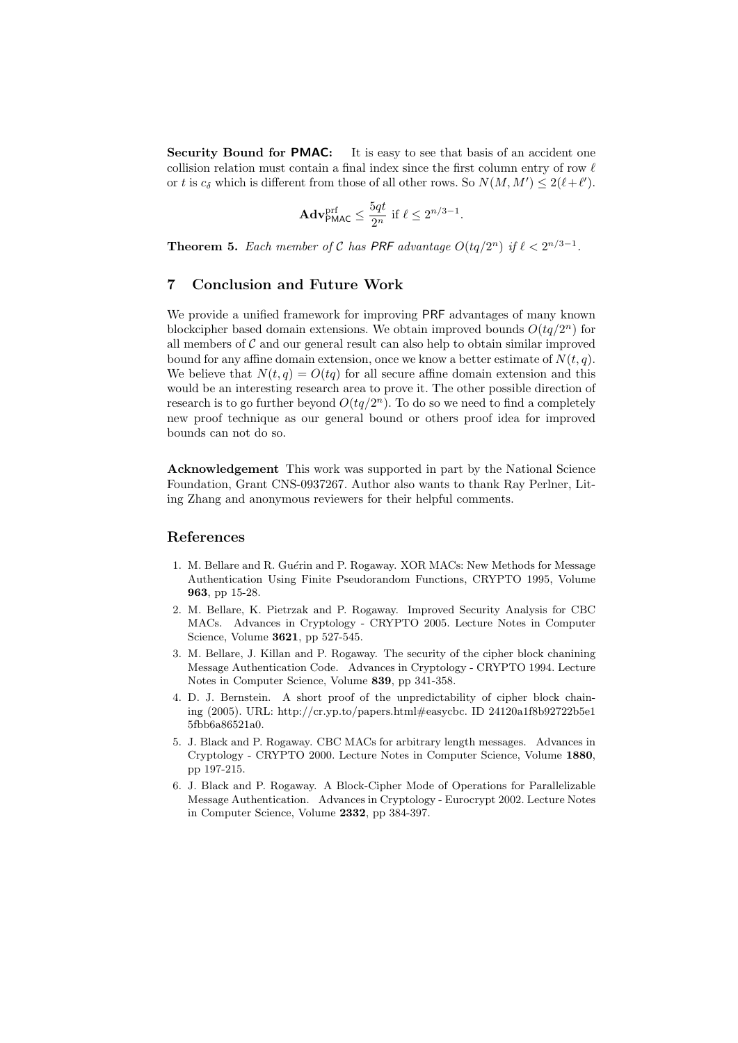**Security Bound for PMAC:** It is easy to see that basis of an accident one collision relation must contain a final index since the first column entry of row $\ell$ or $t$ is $c_\delta$ which is different from those of all other rows. So $N(M, M') \leq 2(\ell + \ell')$.

$$\mathbf{Adv}^{\text{prf}}_{\mathsf{PMAC}} \leq \frac{5qt}{2^n} \text{ if } \ell \leq 2^{n/3-1}.$$

**Theorem 5.** *Each member of $\mathcal{C}$ has PRF advantage $O(tq/2^n)$ if $\ell < 2^{n/3-1}$.*

## 7 Conclusion and Future Work

We provide a unified framework for improving PRF advantages of many known blockcipher based domain extensions. We obtain improved bounds $O(tq/2^n)$ for all members of $\mathcal{C}$ and our general result can also help to obtain similar improved bound for any affine domain extension, once we know a better estimate of $N(t, q)$. We believe that $N(t, q) = O(tq)$ for all secure affine domain extension and this would be an interesting research area to prove it. The other possible direction of research is to go further beyond $O(tq/2^n)$. To do so we need to find a completely new proof technique as our general bound or others proof idea for improved bounds can not do so.

**Acknowledgement** This work was supported in part by the National Science Foundation, Grant CNS-0937267. Author also wants to thank Ray Perlner, Liting Zhang and anonymous reviewers for their helpful comments.

## References

1. M. Bellare and R. Gueŕin and P. Rogaway. XOR MACs: New Methods for Message Authentication Using Finite Pseudorandom Functions, CRYPTO 1995, Volume **963**, pp 15-28.
2. M. Bellare, K. Pietrzak and P. Rogaway. Improved Security Analysis for CBC MACs. Advances in Cryptology - CRYPTO 2005. Lecture Notes in Computer Science, Volume **3621**, pp 527-545.
3. M. Bellare, J. Killan and P. Rogaway. The security of the cipher block chanining Message Authentication Code. Advances in Cryptology - CRYPTO 1994. Lecture Notes in Computer Science, Volume **839**, pp 341-358.
4. D. J. Bernstein. A short proof of the unpredictability of cipher block chaining (2005). URL: http://cr.yp.to/papers.html#easycbc. ID 24120a1f8b92722b5e15fbb6a86521a0.
5. J. Black and P. Rogaway. CBC MACs for arbitrary length messages. Advances in Cryptology - CRYPTO 2000. Lecture Notes in Computer Science, Volume **1880**, pp 197-215.
6. J. Black and P. Rogaway. A Block-Cipher Mode of Operations for Parallelizable Message Authentication. Advances in Cryptology - Eurocrypt 2002. Lecture Notes in Computer Science, Volume **2332**, pp 384-397.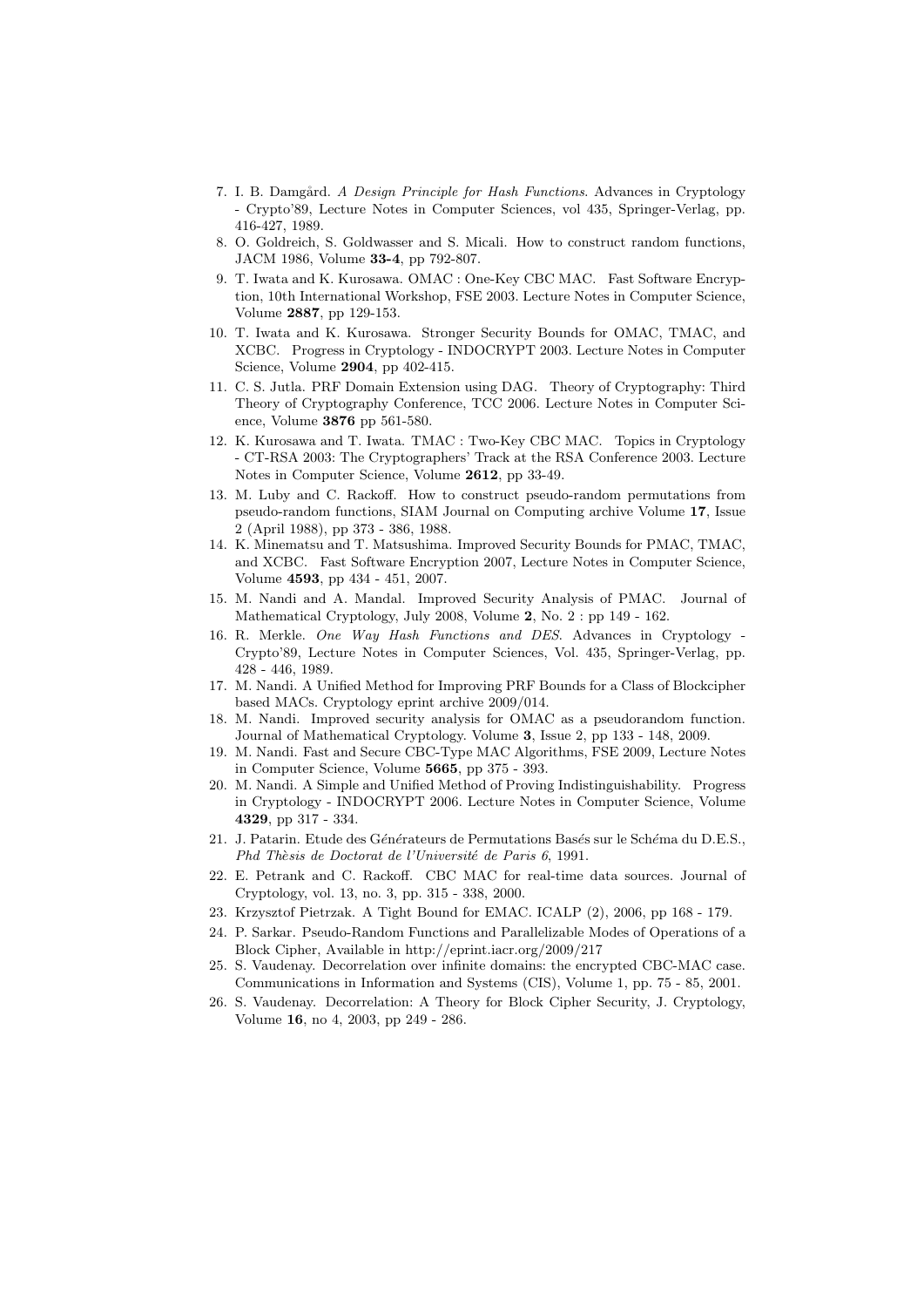7. I. B. Damgård. *A Design Principle for Hash Functions*. Advances in Cryptology - Crypto'89, Lecture Notes in Computer Sciences, vol 435, Springer-Verlag, pp. 416-427, 1989.
8. O. Goldreich, S. Goldwasser and S. Micali. How to construct random functions, JACM 1986, Volume **33-4**, pp 792-807.
9. T. Iwata and K. Kurosawa. OMAC : One-Key CBC MAC. Fast Software Encryption, 10th International Workshop, FSE 2003. Lecture Notes in Computer Science, Volume **2887**, pp 129-153.
10. T. Iwata and K. Kurosawa. Stronger Security Bounds for OMAC, TMAC, and XCBC. Progress in Cryptology - INDOCRYPT 2003. Lecture Notes in Computer Science, Volume **2904**, pp 402-415.
11. C. S. Jutla. PRF Domain Extension using DAG. Theory of Cryptography: Third Theory of Cryptography Conference, TCC 2006. Lecture Notes in Computer Science, Volume **3876** pp 561-580.
12. K. Kurosawa and T. Iwata. TMAC : Two-Key CBC MAC. Topics in Cryptology - CT-RSA 2003: The Cryptographers' Track at the RSA Conference 2003. Lecture Notes in Computer Science, Volume **2612**, pp 33-49.
13. M. Luby and C. Rackoff. How to construct pseudo-random permutations from pseudo-random functions, SIAM Journal on Computing archive Volume **17**, Issue 2 (April 1988), pp 373 - 386, 1988.
14. K. Minematsu and T. Matsushima. Improved Security Bounds for PMAC, TMAC, and XCBC. Fast Software Encryption 2007, Lecture Notes in Computer Science, Volume **4593**, pp 434 - 451, 2007.
15. M. Nandi and A. Mandal. Improved Security Analysis of PMAC. Journal of Mathematical Cryptology, July 2008, Volume **2**, No. 2 : pp 149 - 162.
16. R. Merkle. *One Way Hash Functions and DES*. Advances in Cryptology - Crypto'89, Lecture Notes in Computer Sciences, Vol. 435, Springer-Verlag, pp. 428 - 446, 1989.
17. M. Nandi. A Unified Method for Improving PRF Bounds for a Class of Blockcipher based MACs. Cryptology eprint archive 2009/014.
18. M. Nandi. Improved security analysis for OMAC as a pseudorandom function. Journal of Mathematical Cryptology. Volume **3**, Issue 2, pp 133 - 148, 2009.
19. M. Nandi. Fast and Secure CBC-Type MAC Algorithms, FSE 2009, Lecture Notes in Computer Science, Volume **5665**, pp 375 - 393.
20. M. Nandi. A Simple and Unified Method of Proving Indistinguishability. Progress in Cryptology - INDOCRYPT 2006. Lecture Notes in Computer Science, Volume **4329**, pp 317 - 334.
21. J. Patarin. Etude des Générateurs de Permutations Basés sur le Schéma du D.E.S., *Phd Thèsis de Doctorat de l'Université de Paris 6*, 1991.
22. E. Petrank and C. Rackoff. CBC MAC for real-time data sources. Journal of Cryptology, vol. 13, no. 3, pp. 315 - 338, 2000.
23. Krzysztof Pietrzak. A Tight Bound for EMAC. ICALP (2), 2006, pp 168 - 179.
24. P. Sarkar. Pseudo-Random Functions and Parallelizable Modes of Operations of a Block Cipher, Available in http://eprint.iacr.org/2009/217
25. S. Vaudenay. Decorrelation over infinite domains: the encrypted CBC-MAC case. Communications in Information and Systems (CIS), Volume 1, pp. 75 - 85, 2001.
26. S. Vaudenay. Decorrelation: A Theory for Block Cipher Security, J. Cryptology, Volume **16**, no 4, 2003, pp 249 - 286.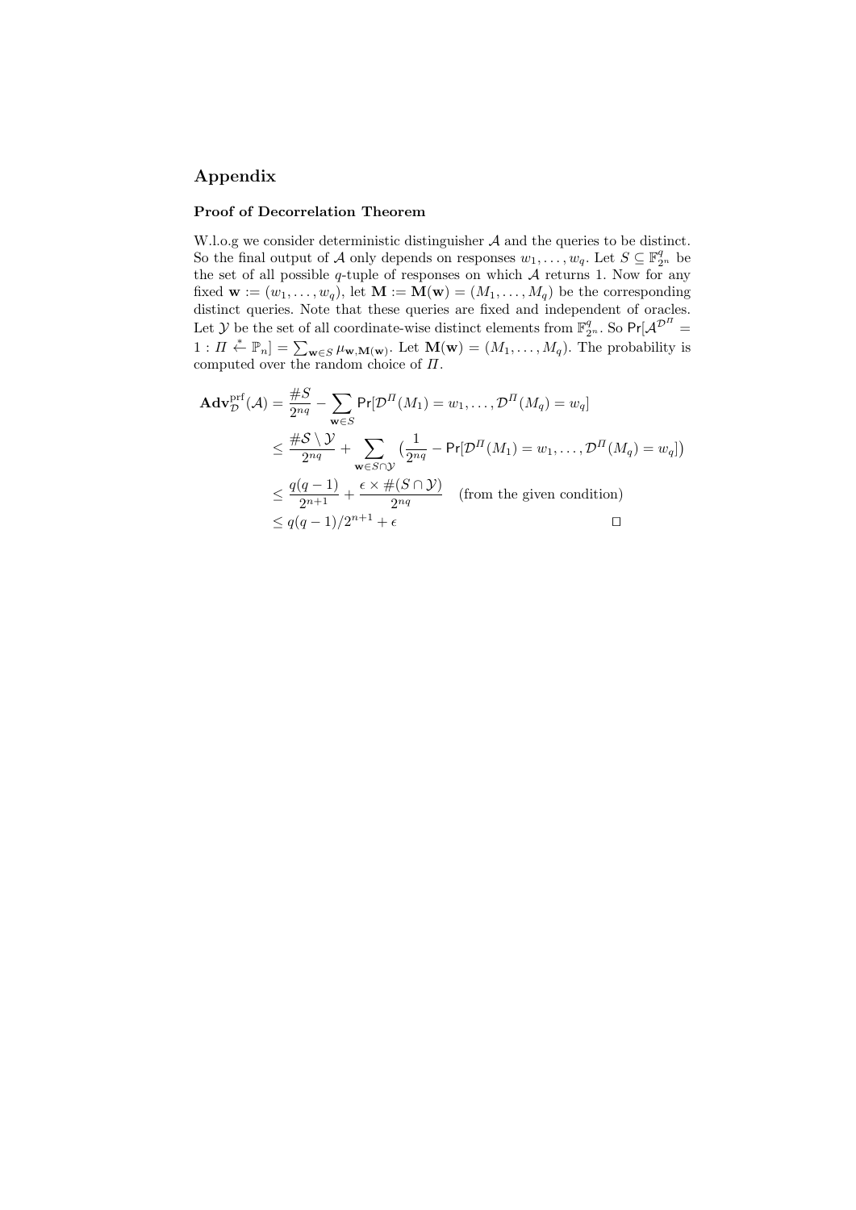# Appendix

## Proof of Decorrelation Theorem

W.l.o.g we consider deterministic distinguisher $\mathcal{A}$ and the queries to be distinct. So the final output of $\mathcal{A}$ only depends on responses $w_1, \ldots, w_q$. Let $S \subseteq \mathbb{F}_{2^n}^q$ be the set of all possible $q$-tuple of responses on which $\mathcal{A}$ returns 1. Now for any fixed $\mathbf{w} := (w_1, \ldots, w_q)$, let $\mathbf{M} := \mathbf{M}(\mathbf{w}) = (M_1, \ldots, M_q)$ be the corresponding distinct queries. Note that these queries are fixed and independent of oracles. Let $\mathcal{Y}$ be the set of all coordinate-wise distinct elements from $\mathbb{F}_{2^n}^q$. So $\mathsf{Pr}[\mathcal{A}^{\mathcal{D}^{\Pi}} = 1 : \Pi \xleftarrow{*} \mathbb{P}_n] = \sum_{\mathbf{w} \in S} \mu_{\mathbf{w}, \mathbf{M}(\mathbf{w})}$. Let $\mathbf{M}(\mathbf{w}) = (M_1, \ldots, M_q)$. The probability is computed over the random choice of $\Pi$.

$$
\begin{aligned}
\mathbf{Adv}_{\mathcal{D}}^{\mathrm{prf}}(\mathcal{A}) &= \frac{\#S}{2^{nq}} - \sum_{\mathbf{w} \in S} \mathsf{Pr}[\mathcal{D}^{\Pi}(M_1) = w_1, \ldots, \mathcal{D}^{\Pi}(M_q) = w_q] \\
&\leq \frac{\#\mathcal{S} \setminus \mathcal{Y}}{2^{nq}} + \sum_{\mathbf{w} \in S \cap \mathcal{Y}} \big( \frac{1}{2^{nq}} - \mathsf{Pr}[\mathcal{D}^{\Pi}(M_1) = w_1, \ldots, \mathcal{D}^{\Pi}(M_q) = w_q] \big) \\
&\leq \frac{q(q-1)}{2^{n+1}} + \frac{\epsilon \times \#(S \cap \mathcal{Y})}{2^{nq}} \quad \text{(from the given condition)} \\
&\leq q(q-1)/2^{n+1} + \epsilon \qquad \square
\end{aligned}
$$